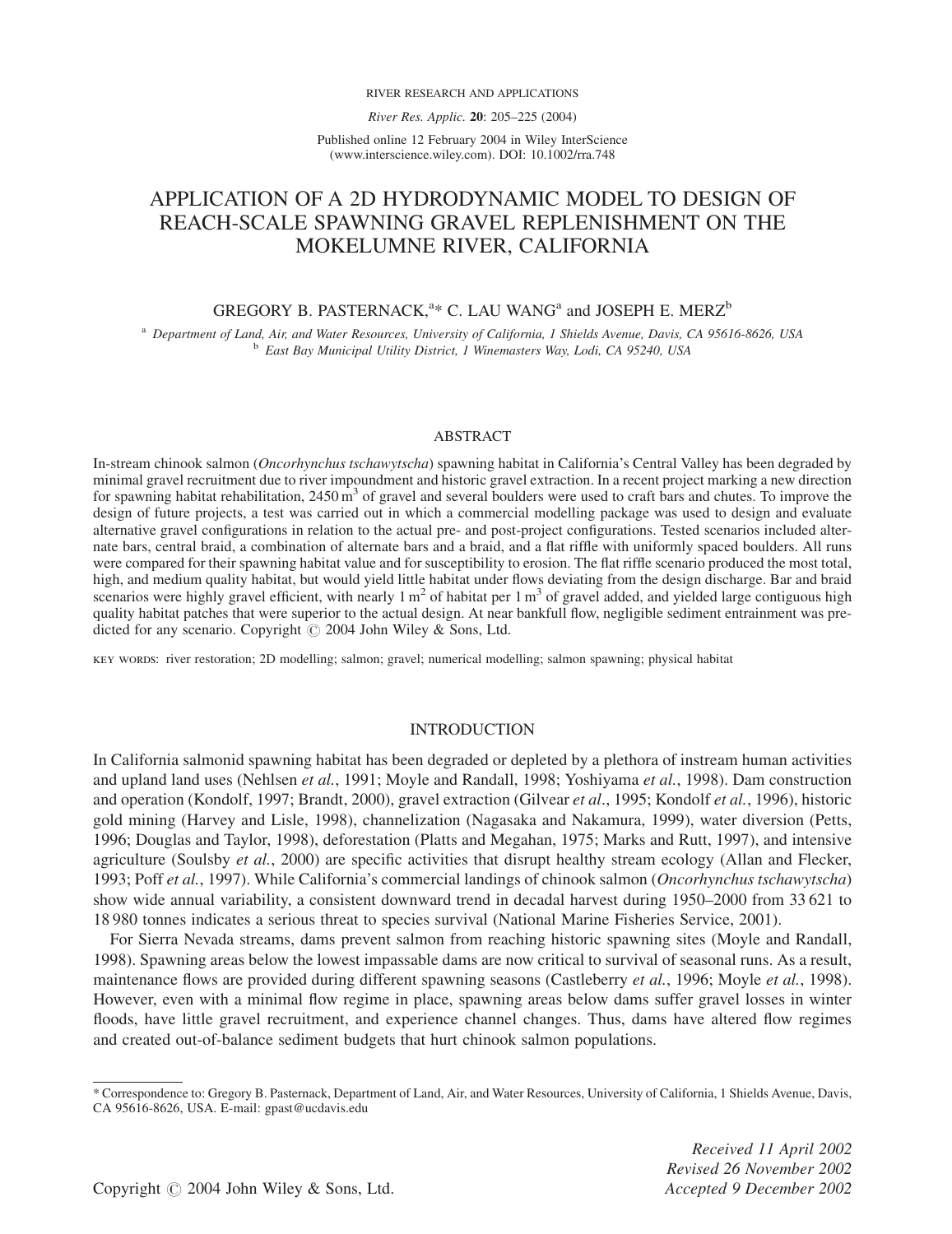RIVER RESEARCH AND APPLICATIONS

*River Res. Applic.* **20**: 205–225 (2004)

Published online 12 February 2004 in Wiley InterScience (www.interscience.wiley.com). DOI: 10.1002/rra.748

# APPLICATION OF A 2D HYDRODYNAMIC MODEL TO DESIGN OF REACH-SCALE SPAWNING GRAVEL REPLENISHMENT ON THE MOKELUMNE RIVER, CALIFORNIA

GREGORY B. PASTERNACK,[a]* C. LAU WANG[a] and JOSEPH E. MERZ[b]

[a] *Department of Land, Air, and Water Resources, University of California, 1 Shields Avenue, Davis, CA 95616-8626, USA*
[b] *East Bay Municipal Utility District, 1 Winemasters Way, Lodi, CA 95240, USA*

## ABSTRACT

In-stream chinook salmon (*Oncorhynchus tschawytscha*) spawning habitat in California's Central Valley has been degraded by minimal gravel recruitment due to river impoundment and historic gravel extraction. In a recent project marking a new direction for spawning habitat rehabilitation, 2450 $m^3$ of gravel and several boulders were used to craft bars and chutes. To improve the design of future projects, a test was carried out in which a commercial modelling package was used to design and evaluate alternative gravel configurations in relation to the actual pre- and post-project configurations. Tested scenarios included alternate bars, central braid, a combination of alternate bars and a braid, and a flat riffle with uniformly spaced boulders. All runs were compared for their spawning habitat value and for susceptibility to erosion. The flat riffle scenario produced the most total, high, and medium quality habitat, but would yield little habitat under flows deviating from the design discharge. Bar and braid scenarios were highly gravel efficient, with nearly 1 $m^2$ of habitat per 1 $m^3$ of gravel added, and yielded large contiguous high quality habitat patches that were superior to the actual design. At near bankfull flow, negligible sediment entrainment was predicted for any scenario. Copyright © 2004 John Wiley & Sons, Ltd.

KEY WORDS: river restoration; 2D modelling; salmon; gravel; numerical modelling; salmon spawning; physical habitat

## INTRODUCTION

In California salmonid spawning habitat has been degraded or depleted by a plethora of instream human activities and upland land uses (Nehlsen *et al.*, 1991; Moyle and Randall, 1998; Yoshiyama *et al.*, 1998). Dam construction and operation (Kondolf, 1997; Brandt, 2000), gravel extraction (Gilvear *et al.*, 1995; Kondolf *et al.*, 1996), historic gold mining (Harvey and Lisle, 1998), channelization (Nagasaka and Nakamura, 1999), water diversion (Petts, 1996; Douglas and Taylor, 1998), deforestation (Platts and Megahan, 1975; Marks and Rutt, 1997), and intensive agriculture (Soulsby *et al.*, 2000) are specific activities that disrupt healthy stream ecology (Allan and Flecker, 1993; Poff *et al.*, 1997). While California's commercial landings of chinook salmon (*Oncorhynchus tschawytscha*) show wide annual variability, a consistent downward trend in decadal harvest during 1950–2000 from 33 621 to 18 980 tonnes indicates a serious threat to species survival (National Marine Fisheries Service, 2001).

For Sierra Nevada streams, dams prevent salmon from reaching historic spawning sites (Moyle and Randall, 1998). Spawning areas below the lowest impassable dams are now critical to survival of seasonal runs. As a result, maintenance flows are provided during different spawning seasons (Castleberry *et al.*, 1996; Moyle *et al.*, 1998). However, even with a minimal flow regime in place, spawning areas below dams suffer gravel losses in winter floods, have little gravel recruitment, and experience channel changes. Thus, dams have altered flow regimes and created out-of-balance sediment budgets that hurt chinook salmon populations.

---

\* Correspondence to: Gregory B. Pasternack, Department of Land, Air, and Water Resources, University of California, 1 Shields Avenue, Davis, CA 95616-8626, USA. E-mail: gpast@ucdavis.edu

Copyright © 2004 John Wiley & Sons, Ltd.

*Received 11 April 2002*
*Revised 26 November 2002*
*Accepted 9 December 2002*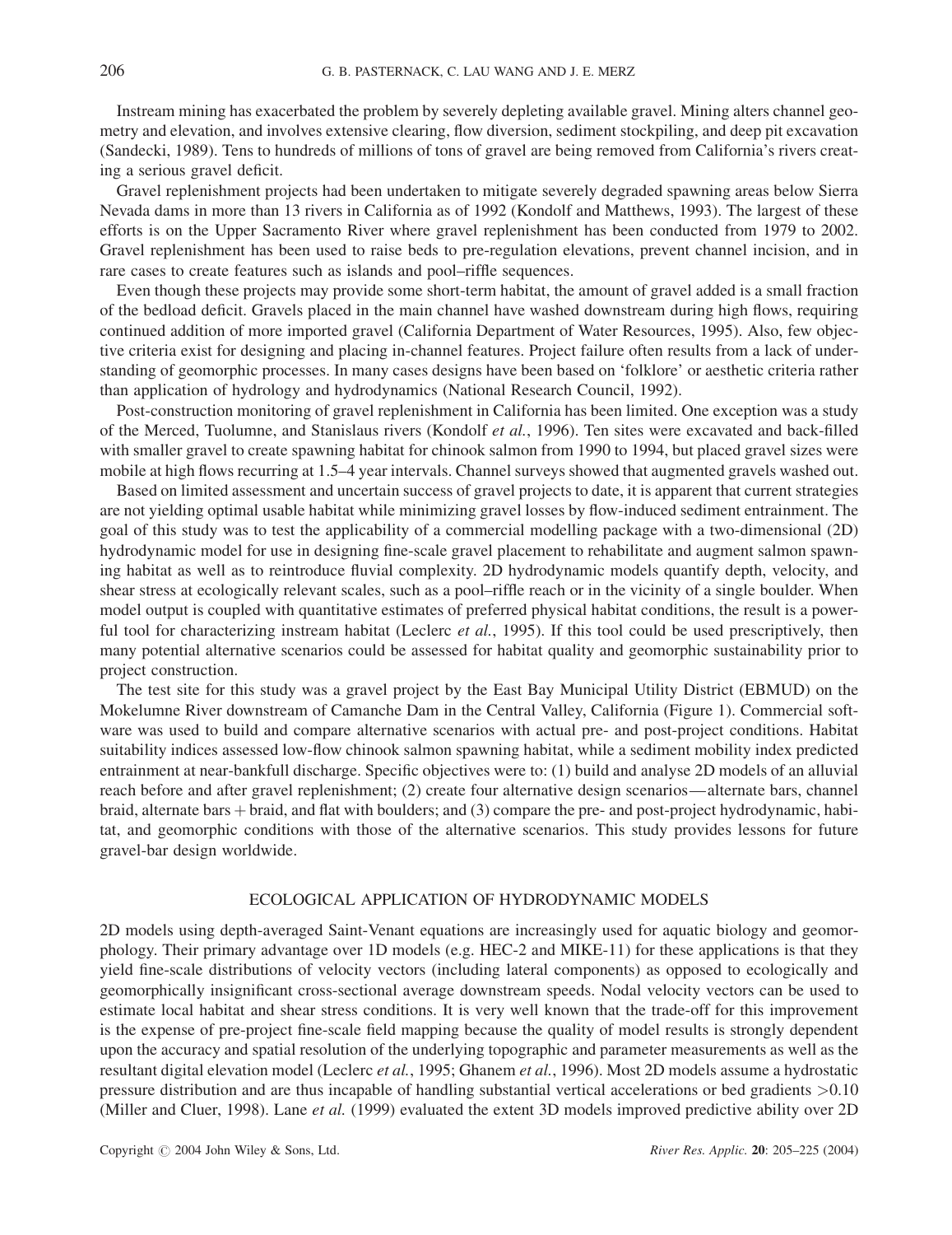Instream mining has exacerbated the problem by severely depleting available gravel. Mining alters channel geometry and elevation, and involves extensive clearing, flow diversion, sediment stockpiling, and deep pit excavation (Sandecki, 1989). Tens to hundreds of millions of tons of gravel are being removed from California's rivers creating a serious gravel deficit.

Gravel replenishment projects had been undertaken to mitigate severely degraded spawning areas below Sierra Nevada dams in more than 13 rivers in California as of 1992 (Kondolf and Matthews, 1993). The largest of these efforts is on the Upper Sacramento River where gravel replenishment has been conducted from 1979 to 2002. Gravel replenishment has been used to raise beds to pre-regulation elevations, prevent channel incision, and in rare cases to create features such as islands and pool–riffle sequences.

Even though these projects may provide some short-term habitat, the amount of gravel added is a small fraction of the bedload deficit. Gravels placed in the main channel have washed downstream during high flows, requiring continued addition of more imported gravel (California Department of Water Resources, 1995). Also, few objective criteria exist for designing and placing in-channel features. Project failure often results from a lack of understanding of geomorphic processes. In many cases designs have been based on 'folklore' or aesthetic criteria rather than application of hydrology and hydrodynamics (National Research Council, 1992).

Post-construction monitoring of gravel replenishment in California has been limited. One exception was a study of the Merced, Tuolumne, and Stanislaus rivers (Kondolf *et al.*, 1996). Ten sites were excavated and back-filled with smaller gravel to create spawning habitat for chinook salmon from 1990 to 1994, but placed gravel sizes were mobile at high flows recurring at 1.5–4 year intervals. Channel surveys showed that augmented gravels washed out.

Based on limited assessment and uncertain success of gravel projects to date, it is apparent that current strategies are not yielding optimal usable habitat while minimizing gravel losses by flow-induced sediment entrainment. The goal of this study was to test the applicability of a commercial modelling package with a two-dimensional (2D) hydrodynamic model for use in designing fine-scale gravel placement to rehabilitate and augment salmon spawning habitat as well as to reintroduce fluvial complexity. 2D hydrodynamic models quantify depth, velocity, and shear stress at ecologically relevant scales, such as a pool–riffle reach or in the vicinity of a single boulder. When model output is coupled with quantitative estimates of preferred physical habitat conditions, the result is a powerful tool for characterizing instream habitat (Leclerc *et al.*, 1995). If this tool could be used prescriptively, then many potential alternative scenarios could be assessed for habitat quality and geomorphic sustainability prior to project construction.

The test site for this study was a gravel project by the East Bay Municipal Utility District (EBMUD) on the Mokelumne River downstream of Camanche Dam in the Central Valley, California (Figure 1). Commercial software was used to build and compare alternative scenarios with actual pre- and post-project conditions. Habitat suitability indices assessed low-flow chinook salmon spawning habitat, while a sediment mobility index predicted entrainment at near-bankfull discharge. Specific objectives were to: (1) build and analyse 2D models of an alluvial reach before and after gravel replenishment; (2) create four alternative design scenarios—alternate bars, channel braid, alternate bars + braid, and flat with boulders; and (3) compare the pre- and post-project hydrodynamic, habitat, and geomorphic conditions with those of the alternative scenarios. This study provides lessons for future gravel-bar design worldwide.

## ECOLOGICAL APPLICATION OF HYDRODYNAMIC MODELS

2D models using depth-averaged Saint-Venant equations are increasingly used for aquatic biology and geomorphology. Their primary advantage over 1D models (e.g. HEC-2 and MIKE-11) for these applications is that they yield fine-scale distributions of velocity vectors (including lateral components) as opposed to ecologically and geomorphically insignificant cross-sectional average downstream speeds. Nodal velocity vectors can be used to estimate local habitat and shear stress conditions. It is very well known that the trade-off for this improvement is the expense of pre-project fine-scale field mapping because the quality of model results is strongly dependent upon the accuracy and spatial resolution of the underlying topographic and parameter measurements as well as the resultant digital elevation model (Leclerc *et al.*, 1995; Ghanem *et al.*, 1996). Most 2D models assume a hydrostatic pressure distribution and are thus incapable of handling substantial vertical accelerations or bed gradients $>0.10$ (Miller and Cluer, 1998). Lane *et al.* (1999) evaluated the extent 3D models improved predictive ability over 2D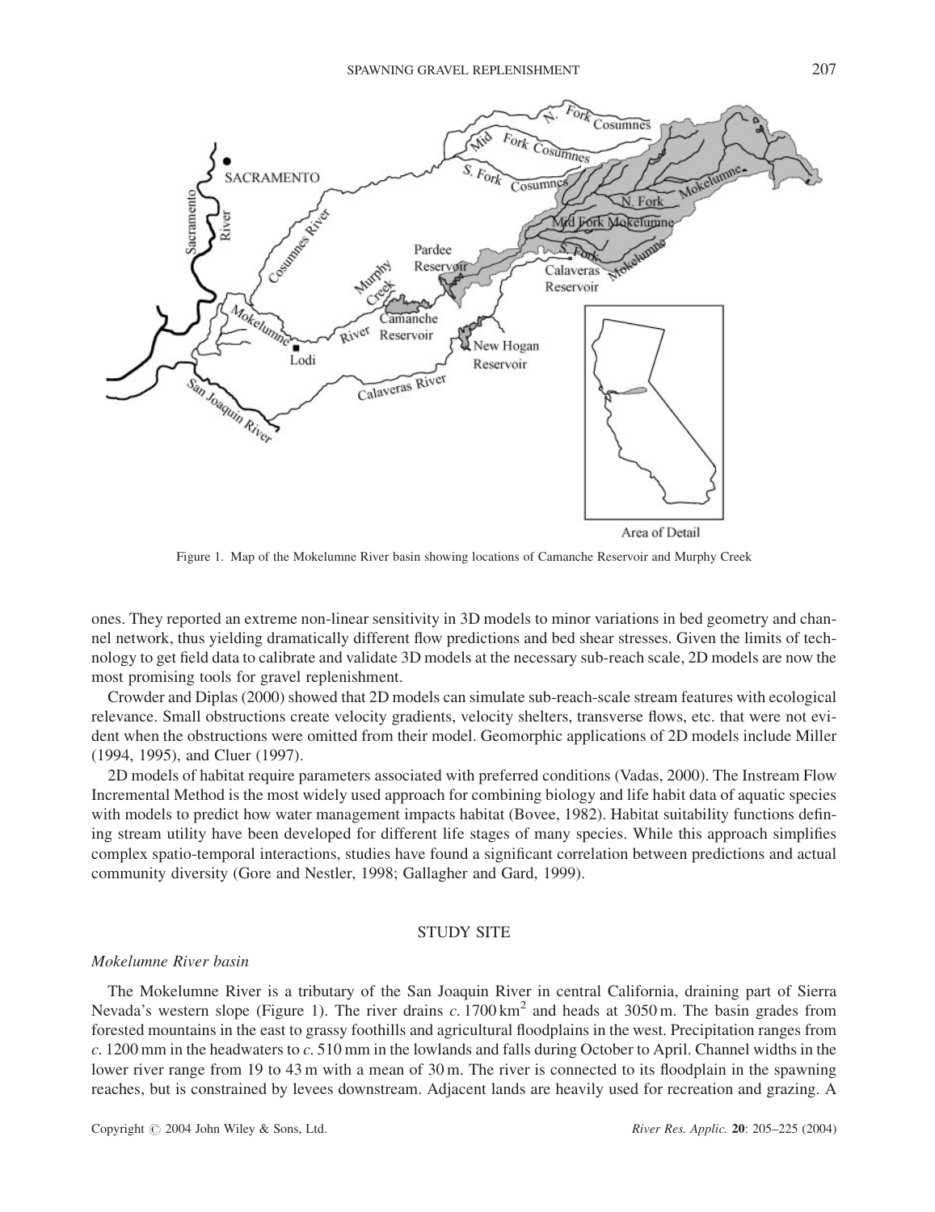Figure 1. Map of the Mokelumne River basin showing locations of Camanche Reservoir and Murphy Creek

ones. They reported an extreme non-linear sensitivity in 3D models to minor variations in bed geometry and channel network, thus yielding dramatically different flow predictions and bed shear stresses. Given the limits of technology to get field data to calibrate and validate 3D models at the necessary sub-reach scale, 2D models are now the most promising tools for gravel replenishment.

Crowder and Diplas (2000) showed that 2D models can simulate sub-reach-scale stream features with ecological relevance. Small obstructions create velocity gradients, velocity shelters, transverse flows, etc. that were not evident when the obstructions were omitted from their model. Geomorphic applications of 2D models include Miller (1994, 1995), and Cluer (1997).

2D models of habitat require parameters associated with preferred conditions (Vadas, 2000). The Instream Flow Incremental Method is the most widely used approach for combining biology and life habit data of aquatic species with models to predict how water management impacts habitat (Bovee, 1982). Habitat suitability functions defining stream utility have been developed for different life stages of many species. While this approach simplifies complex spatio-temporal interactions, studies have found a significant correlation between predictions and actual community diversity (Gore and Nestler, 1998; Gallagher and Gard, 1999).

## STUDY SITE

### *Mokelumne River basin*

The Mokelumne River is a tributary of the San Joaquin River in central California, draining part of Sierra Nevada's western slope (Figure 1). The river drains *c.* 1700 km$^2$ and heads at 3050 m. The basin grades from forested mountains in the east to grassy foothills and agricultural floodplains in the west. Precipitation ranges from *c.* 1200 mm in the headwaters to *c.* 510 mm in the lowlands and falls during October to April. Channel widths in the lower river range from 19 to 43 m with a mean of 30 m. The river is connected to its floodplain in the spawning reaches, but is constrained by levees downstream. Adjacent lands are heavily used for recreation and grazing. A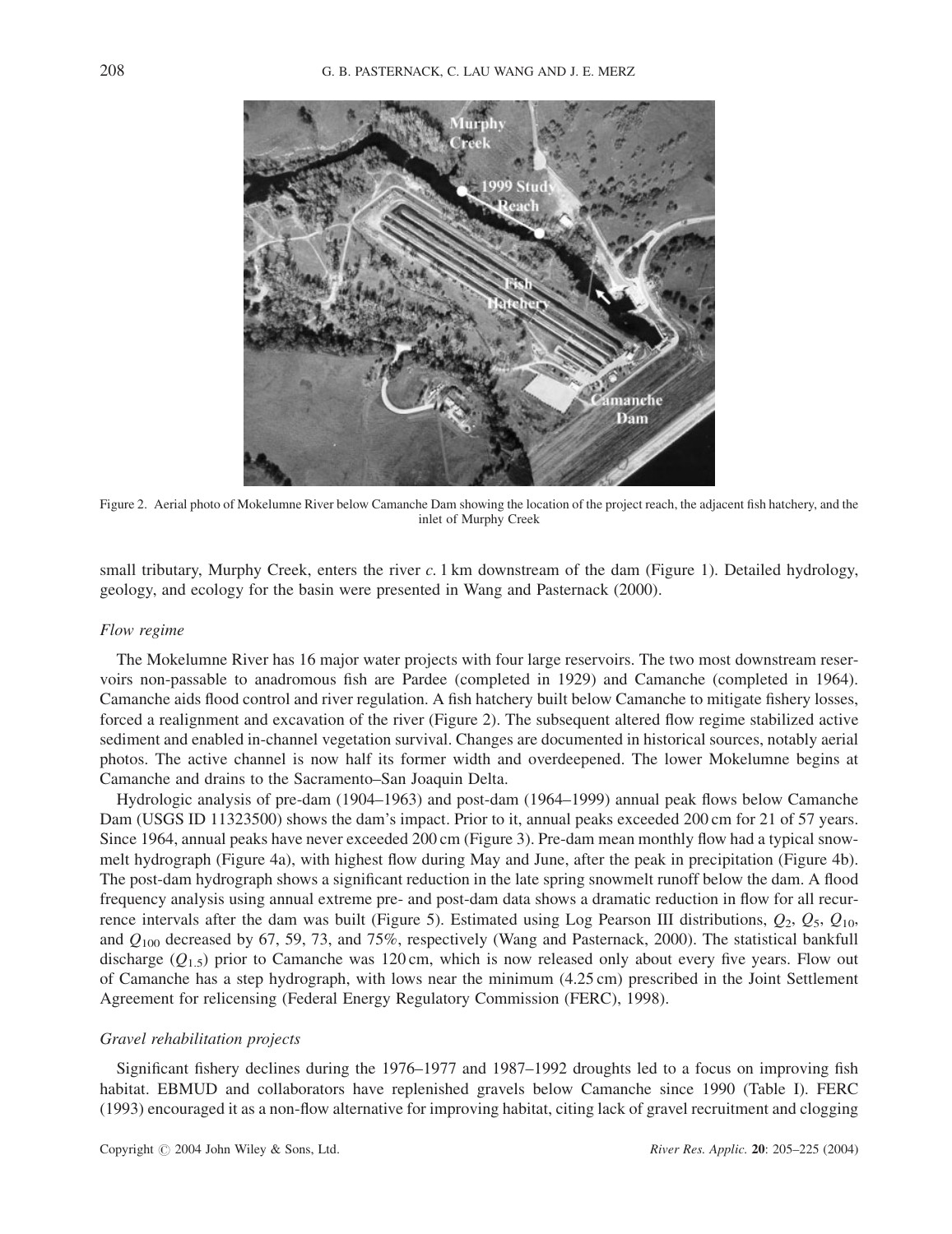Figure 2. Aerial photo of Mokelumne River below Camanche Dam showing the location of the project reach, the adjacent fish hatchery, and the inlet of Murphy Creek

small tributary, Murphy Creek, enters the river *c.* 1 km downstream of the dam (Figure 1). Detailed hydrology, geology, and ecology for the basin were presented in Wang and Pasternack (2000).

### *Flow regime*

The Mokelumne River has 16 major water projects with four large reservoirs. The two most downstream reservoirs non-passable to anadromous fish are Pardee (completed in 1929) and Camanche (completed in 1964). Camanche aids flood control and river regulation. A fish hatchery built below Camanche to mitigate fishery losses, forced a realignment and excavation of the river (Figure 2). The subsequent altered flow regime stabilized active sediment and enabled in-channel vegetation survival. Changes are documented in historical sources, notably aerial photos. The active channel is now half its former width and overdeepened. The lower Mokelumne begins at Camanche and drains to the Sacramento–San Joaquin Delta.

Hydrologic analysis of pre-dam (1904–1963) and post-dam (1964–1999) annual peak flows below Camanche Dam (USGS ID 11323500) shows the dam's impact. Prior to it, annual peaks exceeded 200 cm for 21 of 57 years. Since 1964, annual peaks have never exceeded 200 cm (Figure 3). Pre-dam mean monthly flow had a typical snowmelt hydrograph (Figure 4a), with highest flow during May and June, after the peak in precipitation (Figure 4b). The post-dam hydrograph shows a significant reduction in the late spring snowmelt runoff below the dam. A flood frequency analysis using annual extreme pre- and post-dam data shows a dramatic reduction in flow for all recurrence intervals after the dam was built (Figure 5). Estimated using Log Pearson III distributions, $Q_2$, $Q_5$, $Q_{10}$, and $Q_{100}$ decreased by 67, 59, 73, and 75%, respectively (Wang and Pasternack, 2000). The statistical bankfull discharge ($Q_{1.5}$) prior to Camanche was 120 cm, which is now released only about every five years. Flow out of Camanche has a step hydrograph, with lows near the minimum (4.25 cm) prescribed in the Joint Settlement Agreement for relicensing (Federal Energy Regulatory Commission (FERC), 1998).

### *Gravel rehabilitation projects*

Significant fishery declines during the 1976–1977 and 1987–1992 droughts led to a focus on improving fish habitat. EBMUD and collaborators have replenished gravels below Camanche since 1990 (Table I). FERC (1993) encouraged it as a non-flow alternative for improving habitat, citing lack of gravel recruitment and clogging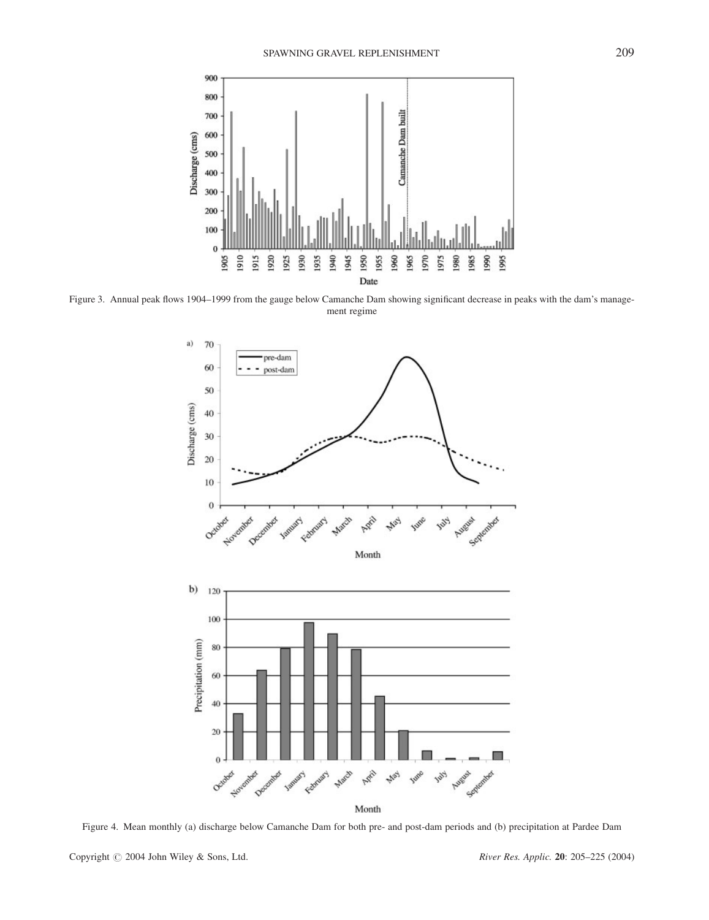Figure 3. Annual peak flows 1904–1999 from the gauge below Camanche Dam showing significant decrease in peaks with the dam's management regime

Figure 4. Mean monthly (a) discharge below Camanche Dam for both pre- and post-dam periods and (b) precipitation at Pardee Dam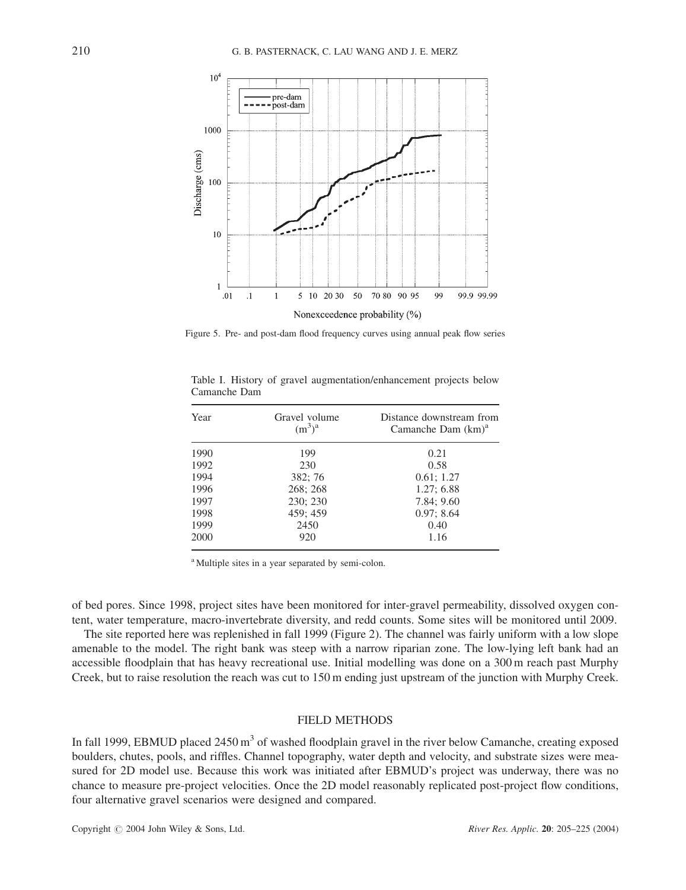Figure 5. Pre- and post-dam flood frequency curves using annual peak flow series

Table I. History of gravel augmentation/enhancement projects below Camanche Dam

| Year | Gravel volume ($m^3$)[a] | Distance downstream from Camanche Dam (km)[a] |
|---|---|---|
| 1990 | 199 | 0.21 |
| 1992 | 230 | 0.58 |
| 1994 | 382; 76 | 0.61; 1.27 |
| 1996 | 268; 268 | 1.27; 6.88 |
| 1997 | 230; 230 | 7.84; 9.60 |
| 1998 | 459; 459 | 0.97; 8.64 |
| 1999 | 2450 | 0.40 |
| 2000 | 920 | 1.16 |

[a] Multiple sites in a year separated by semi-colon.

of bed pores. Since 1998, project sites have been monitored for inter-gravel permeability, dissolved oxygen content, water temperature, macro-invertebrate diversity, and redd counts. Some sites will be monitored until 2009.

The site reported here was replenished in fall 1999 (Figure 2). The channel was fairly uniform with a low slope amenable to the model. The right bank was steep with a narrow riparian zone. The low-lying left bank had an accessible floodplain that has heavy recreational use. Initial modelling was done on a 300 m reach past Murphy Creek, but to raise resolution the reach was cut to 150 m ending just upstream of the junction with Murphy Creek.

## FIELD METHODS

In fall 1999, EBMUD placed 2450 $m^3$ of washed floodplain gravel in the river below Camanche, creating exposed boulders, chutes, pools, and riffles. Channel topography, water depth and velocity, and substrate sizes were measured for 2D model use. Because this work was initiated after EBMUD's project was underway, there was no chance to measure pre-project velocities. Once the 2D model reasonably replicated post-project flow conditions, four alternative gravel scenarios were designed and compared.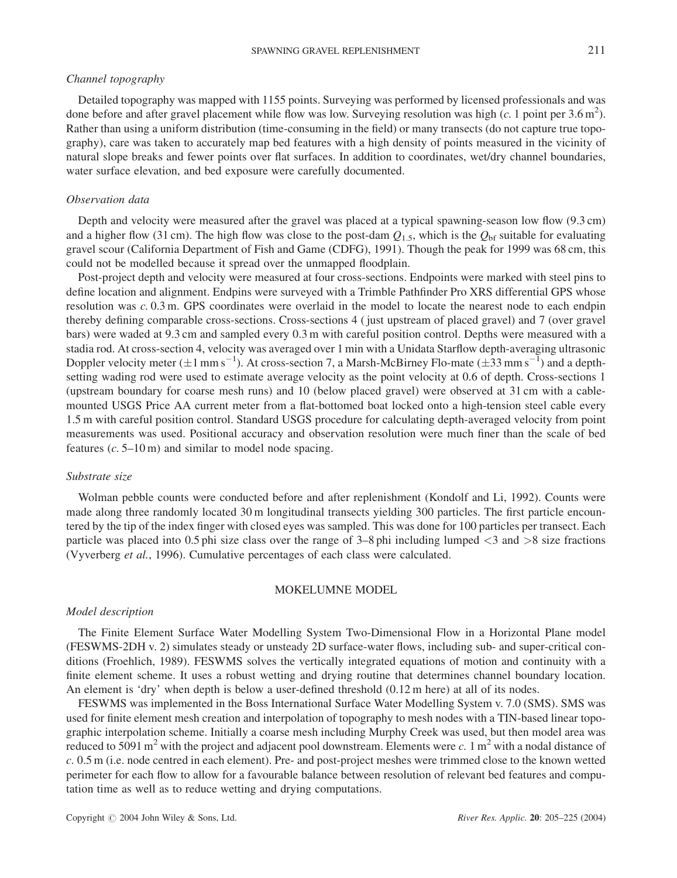### *Channel topography*

Detailed topography was mapped with 1155 points. Surveying was performed by licensed professionals and was done before and after gravel placement while flow was low. Surveying resolution was high (*c.* 1 point per 3.6 $m^2$). Rather than using a uniform distribution (time-consuming in the field) or many transects (do not capture true topography), care was taken to accurately map bed features with a high density of points measured in the vicinity of natural slope breaks and fewer points over flat surfaces. In addition to coordinates, wet/dry channel boundaries, water surface elevation, and bed exposure were carefully documented.

### *Observation data*

Depth and velocity were measured after the gravel was placed at a typical spawning-season low flow (9.3 cm) and a higher flow (31 cm). The high flow was close to the post-dam $Q_{1.5}$, which is the $Q_{bf}$ suitable for evaluating gravel scour (California Department of Fish and Game (CDFG), 1991). Though the peak for 1999 was 68 cm, this could not be modelled because it spread over the unmapped floodplain.

Post-project depth and velocity were measured at four cross-sections. Endpoints were marked with steel pins to define location and alignment. Endpins were surveyed with a Trimble Pathfinder Pro XRS differential GPS whose resolution was *c.* 0.3 m. GPS coordinates were overlaid in the model to locate the nearest node to each endpin thereby defining comparable cross-sections. Cross-sections 4 ( just upstream of placed gravel) and 7 (over gravel bars) were waded at 9.3 cm and sampled every 0.3 m with careful position control. Depths were measured with a stadia rod. At cross-section 4, velocity was averaged over 1 min with a Unidata Starflow depth-averaging ultrasonic Doppler velocity meter ($\pm 1$ mm $s^{-1}$). At cross-section 7, a Marsh-McBirney Flo-mate ($\pm 33$ mm $s^{-1}$) and a depth-setting wading rod were used to estimate average velocity as the point velocity at 0.6 of depth. Cross-sections 1 (upstream boundary for coarse mesh runs) and 10 (below placed gravel) were observed at 31 cm with a cable-mounted USGS Price AA current meter from a flat-bottomed boat locked onto a high-tension steel cable every 1.5 m with careful position control. Standard USGS procedure for calculating depth-averaged velocity from point measurements was used. Positional accuracy and observation resolution were much finer than the scale of bed features (*c.* 5–10 m) and similar to model node spacing.

### *Substrate size*

Wolman pebble counts were conducted before and after replenishment (Kondolf and Li, 1992). Counts were made along three randomly located 30 m longitudinal transects yielding 300 particles. The first particle encountered by the tip of the index finger with closed eyes was sampled. This was done for 100 particles per transect. Each particle was placed into 0.5 phi size class over the range of 3–8 phi including lumped <3 and >8 size fractions (Vyverberg *et al.*, 1996). Cumulative percentages of each class were calculated.

## MOKELUMNE MODEL

### *Model description*

The Finite Element Surface Water Modelling System Two-Dimensional Flow in a Horizontal Plane model (FESWMS-2DH v. 2) simulates steady or unsteady 2D surface-water flows, including sub- and super-critical conditions (Froehlich, 1989). FESWMS solves the vertically integrated equations of motion and continuity with a finite element scheme. It uses a robust wetting and drying routine that determines channel boundary location. An element is 'dry' when depth is below a user-defined threshold (0.12 m here) at all of its nodes.

FESWMS was implemented in the Boss International Surface Water Modelling System v. 7.0 (SMS). SMS was used for finite element mesh creation and interpolation of topography to mesh nodes with a TIN-based linear topographic interpolation scheme. Initially a coarse mesh including Murphy Creek was used, but then model area was reduced to 5091 $m^2$ with the project and adjacent pool downstream. Elements were *c.* 1 $m^2$ with a nodal distance of *c.* 0.5 m (i.e. node centred in each element). Pre- and post-project meshes were trimmed close to the known wetted perimeter for each flow to allow for a favourable balance between resolution of relevant bed features and computation time as well as to reduce wetting and drying computations.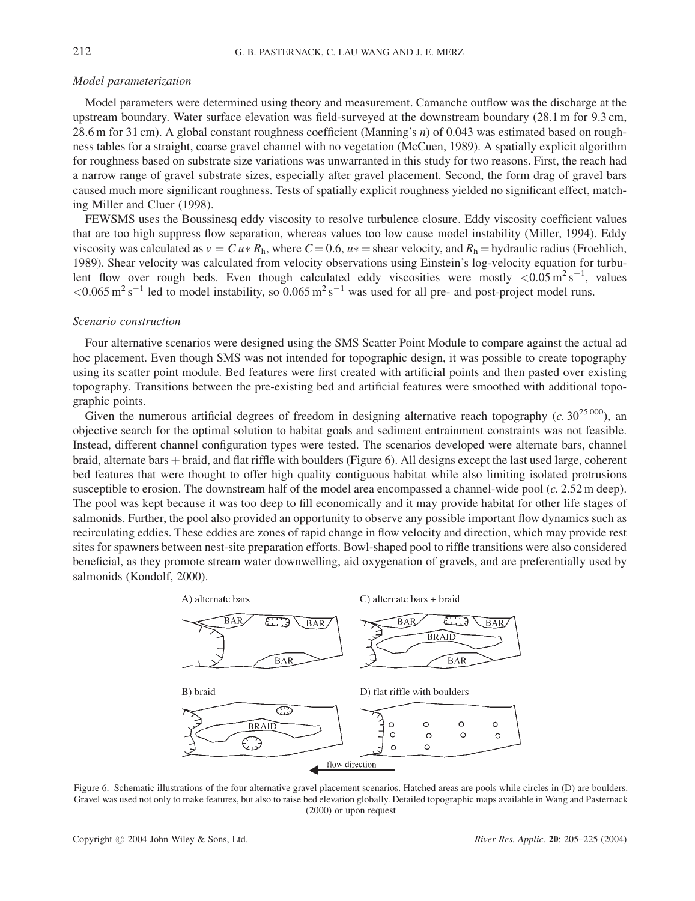*Model parameterization*

Model parameters were determined using theory and measurement. Camanche outflow was the discharge at the upstream boundary. Water surface elevation was field-surveyed at the downstream boundary (28.1 m for 9.3 cm, 28.6 m for 31 cm). A global constant roughness coefficient (Manning's $n$) of 0.043 was estimated based on roughness tables for a straight, coarse gravel channel with no vegetation (McCuen, 1989). A spatially explicit algorithm for roughness based on substrate size variations was unwarranted in this study for two reasons. First, the reach had a narrow range of gravel substrate sizes, especially after gravel placement. Second, the form drag of gravel bars caused much more significant roughness. Tests of spatially explicit roughness yielded no significant effect, matching Miller and Cluer (1998).

FEWSMS uses the Boussinesq eddy viscosity to resolve turbulence closure. Eddy viscosity coefficient values that are too high suppress flow separation, whereas values too low cause model instability (Miller, 1994). Eddy viscosity was calculated as $v = C\,u_* R_h$, where $C = 0.6$, $u_*$ = shear velocity, and $R_h$ = hydraulic radius (Froehlich, 1989). Shear velocity was calculated from velocity observations using Einstein's log-velocity equation for turbulent flow over rough beds. Even though calculated eddy viscosities were mostly $<0.05\,\mathrm{m^2\,s^{-1}}$, values $<0.065\,\mathrm{m^2\,s^{-1}}$ led to model instability, so $0.065\,\mathrm{m^2\,s^{-1}}$ was used for all pre- and post-project model runs.

*Scenario construction*

Four alternative scenarios were designed using the SMS Scatter Point Module to compare against the actual ad hoc placement. Even though SMS was not intended for topographic design, it was possible to create topography using its scatter point module. Bed features were first created with artificial points and then pasted over existing topography. Transitions between the pre-existing bed and artificial features were smoothed with additional topographic points.

Given the numerous artificial degrees of freedom in designing alternative reach topography ($c.\ 30^{25\,000}$), an objective search for the optimal solution to habitat goals and sediment entrainment constraints was not feasible. Instead, different channel configuration types were tested. The scenarios developed were alternate bars, channel braid, alternate bars + braid, and flat riffle with boulders (Figure 6). All designs except the last used large, coherent bed features that were thought to offer high quality contiguous habitat while also limiting isolated protrusions susceptible to erosion. The downstream half of the model area encompassed a channel-wide pool ($c.$ 2.52 m deep). The pool was kept because it was too deep to fill economically and it may provide habitat for other life stages of salmonids. Further, the pool also provided an opportunity to observe any possible important flow dynamics such as recirculating eddies. These eddies are zones of rapid change in flow velocity and direction, which may provide rest sites for spawners between nest-site preparation efforts. Bowl-shaped pool to riffle transitions were also considered beneficial, as they promote stream water downwelling, aid oxygenation of gravels, and are preferentially used by salmonids (Kondolf, 2000).

Figure 6. Schematic illustrations of the four alternative gravel placement scenarios. Hatched areas are pools while circles in (D) are boulders. Gravel was used not only to make features, but also to raise bed elevation globally. Detailed topographic maps available in Wang and Pasternack (2000) or upon request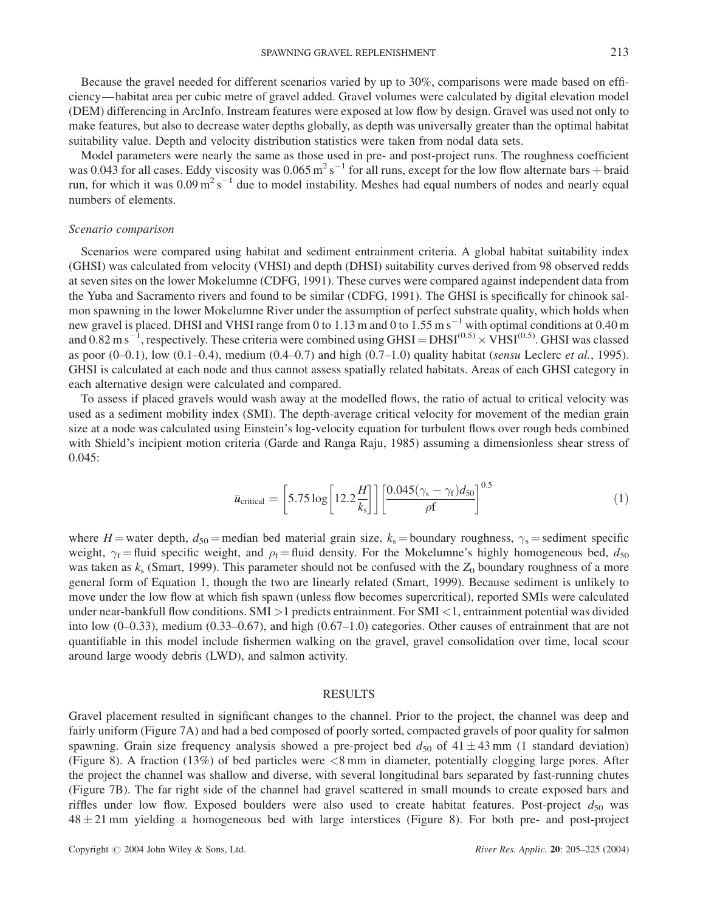Because the gravel needed for different scenarios varied by up to 30%, comparisons were made based on efficiency—habitat area per cubic metre of gravel added. Gravel volumes were calculated by digital elevation model (DEM) differencing in ArcInfo. Instream features were exposed at low flow by design. Gravel was used not only to make features, but also to decrease water depths globally, as depth was universally greater than the optimal habitat suitability value. Depth and velocity distribution statistics were taken from nodal data sets.

Model parameters were nearly the same as those used in pre- and post-project runs. The roughness coefficient was 0.043 for all cases. Eddy viscosity was $0.065\,\mathrm{m^2\,s^{-1}}$ for all runs, except for the low flow alternate bars + braid run, for which it was $0.09\,\mathrm{m^2\,s^{-1}}$ due to model instability. Meshes had equal numbers of nodes and nearly equal numbers of elements.

### *Scenario comparison*

Scenarios were compared using habitat and sediment entrainment criteria. A global habitat suitability index (GHSI) was calculated from velocity (VHSI) and depth (DHSI) suitability curves derived from 98 observed redds at seven sites on the lower Mokelumne (CDFG, 1991). These curves were compared against independent data from the Yuba and Sacramento rivers and found to be similar (CDFG, 1991). The GHSI is specifically for chinook salmon spawning in the lower Mokelumne River under the assumption of perfect substrate quality, which holds when new gravel is placed. DHSI and VHSI range from 0 to 1.13 m and 0 to $1.55\,\mathrm{m\,s^{-1}}$ with optimal conditions at 0.40 m and $0.82\,\mathrm{m\,s^{-1}}$, respectively. These criteria were combined using $\mathrm{GHSI} = \mathrm{DHSI}^{(0.5)} \times \mathrm{VHSI}^{(0.5)}$. GHSI was classed as poor (0–0.1), low (0.1–0.4), medium (0.4–0.7) and high (0.7–1.0) quality habitat (*sensu* Leclerc *et al.*, 1995). GHSI is calculated at each node and thus cannot assess spatially related habitats. Areas of each GHSI category in each alternative design were calculated and compared.

To assess if placed gravels would wash away at the modelled flows, the ratio of actual to critical velocity was used as a sediment mobility index (SMI). The depth-average critical velocity for movement of the median grain size at a node was calculated using Einstein's log-velocity equation for turbulent flows over rough beds combined with Shield's incipient motion criteria (Garde and Ranga Raju, 1985) assuming a dimensionless shear stress of 0.045:

$$\bar{u}_{\mathrm{critical}} = \left[5.75 \log\left[12.2\frac{H}{k_s}\right]\right]\left[\frac{0.045(\gamma_s - \gamma_f)d_{50}}{\rho \mathrm{f}}\right]^{0.5} \tag{1}$$

where $H$ = water depth, $d_{50}$ = median bed material grain size, $k_s$ = boundary roughness, $\gamma_s$ = sediment specific weight, $\gamma_f$ = fluid specific weight, and $\rho_f$ = fluid density. For the Mokelumne's highly homogeneous bed, $d_{50}$ was taken as $k_s$ (Smart, 1999). This parameter should not be confused with the $Z_0$ boundary roughness of a more general form of Equation 1, though the two are linearly related (Smart, 1999). Because sediment is unlikely to move under the low flow at which fish spawn (unless flow becomes supercritical), reported SMIs were calculated under near-bankfull flow conditions. SMI >1 predicts entrainment. For SMI <1, entrainment potential was divided into low (0–0.33), medium (0.33–0.67), and high (0.67–1.0) categories. Other causes of entrainment that are not quantifiable in this model include fishermen walking on the gravel, gravel consolidation over time, local scour around large woody debris (LWD), and salmon activity.

## RESULTS

Gravel placement resulted in significant changes to the channel. Prior to the project, the channel was deep and fairly uniform (Figure 7A) and had a bed composed of poorly sorted, compacted gravels of poor quality for salmon spawning. Grain size frequency analysis showed a pre-project bed $d_{50}$ of $41 \pm 43$ mm (1 standard deviation) (Figure 8). A fraction (13%) of bed particles were <8 mm in diameter, potentially clogging large pores. After the project the channel was shallow and diverse, with several longitudinal bars separated by fast-running chutes (Figure 7B). The far right side of the channel had gravel scattered in small mounds to create exposed bars and riffles under low flow. Exposed boulders were also used to create habitat features. Post-project $d_{50}$ was $48 \pm 21$ mm yielding a homogeneous bed with large interstices (Figure 8). For both pre- and post-project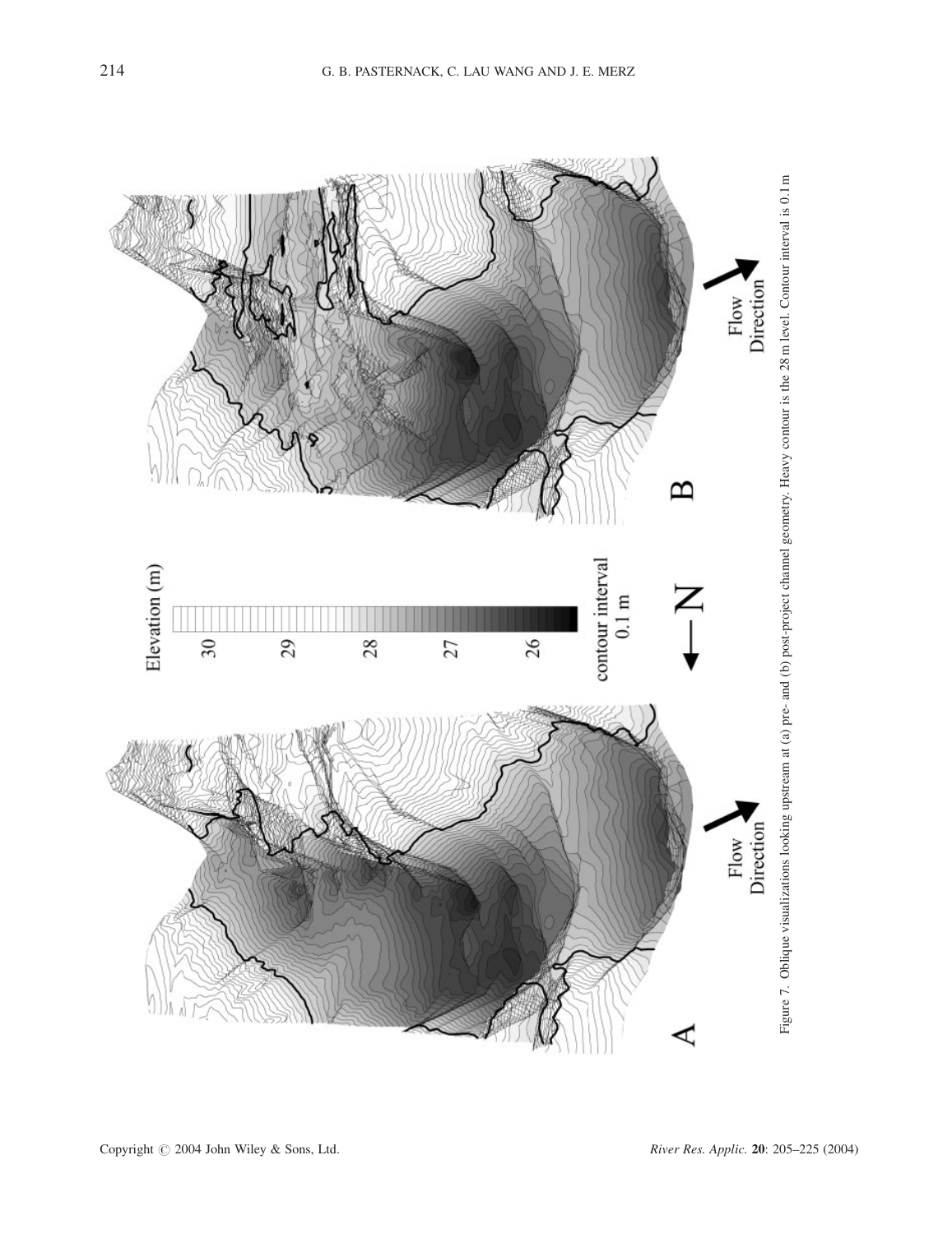Figure 7. Oblique visualizations looking upstream at (a) pre- and (b) post-project channel geometry. Heavy contour is the 28 m level. Contour interval is 0.1 m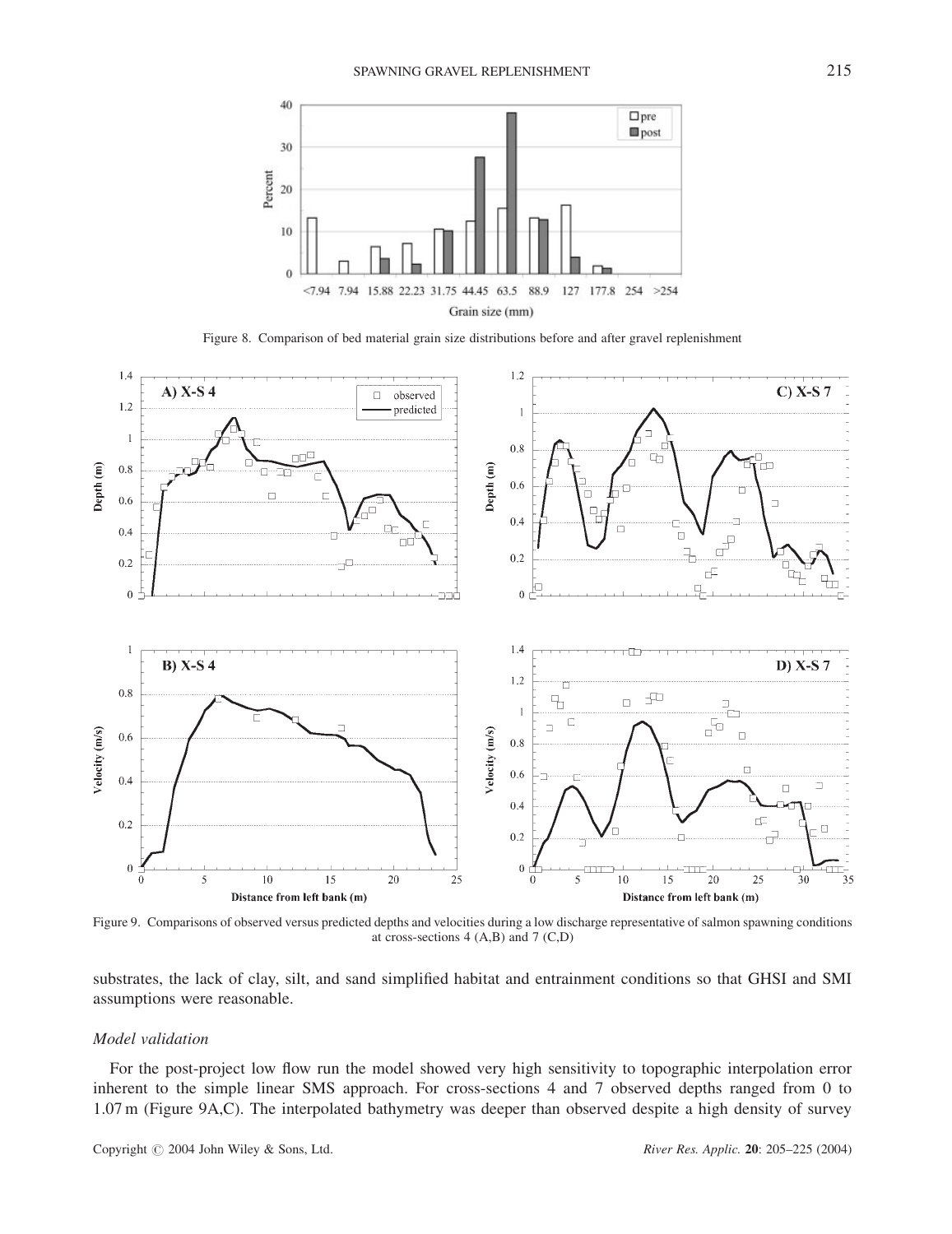Figure 8. Comparison of bed material grain size distributions before and after gravel replenishment

Figure 9. Comparisons of observed versus predicted depths and velocities during a low discharge representative of salmon spawning conditions at cross-sections 4 (A,B) and 7 (C,D)

substrates, the lack of clay, silt, and sand simplified habitat and entrainment conditions so that GHSI and SMI assumptions were reasonable.

### *Model validation*

For the post-project low flow run the model showed very high sensitivity to topographic interpolation error inherent to the simple linear SMS approach. For cross-sections 4 and 7 observed depths ranged from 0 to 1.07 m (Figure 9A,C). The interpolated bathymetry was deeper than observed despite a high density of survey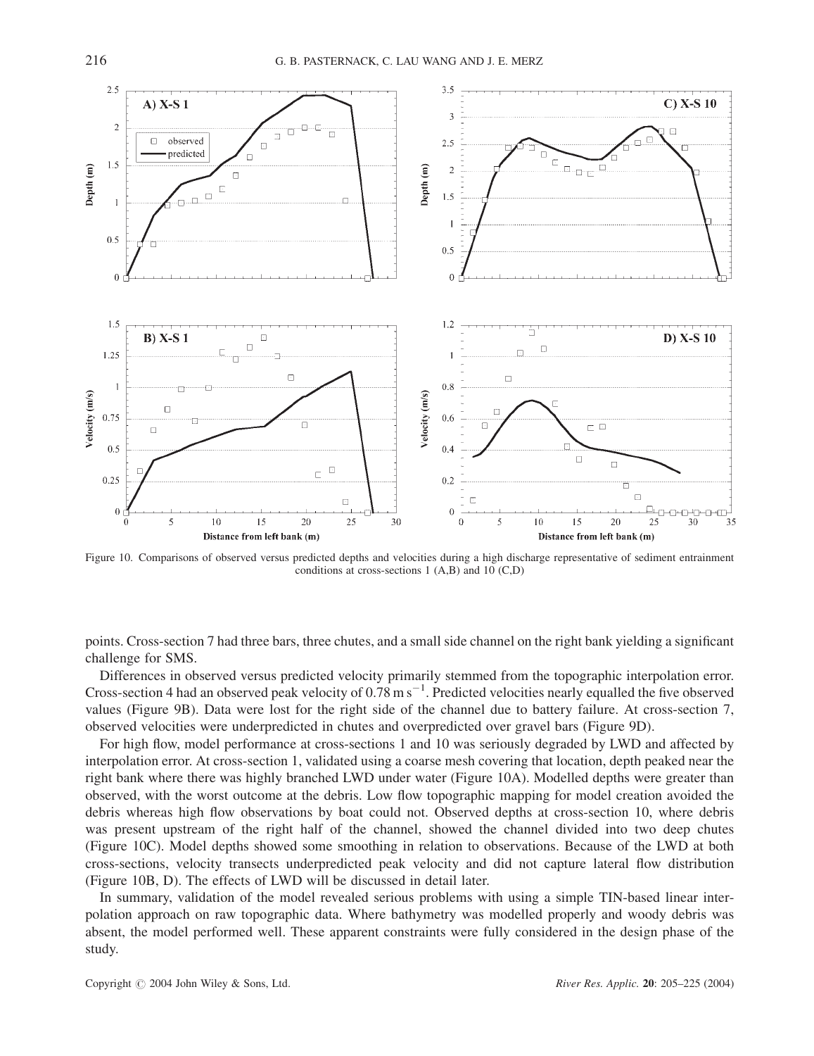Figure 10. Comparisons of observed versus predicted depths and velocities during a high discharge representative of sediment entrainment conditions at cross-sections 1 (A,B) and 10 (C,D)

points. Cross-section 7 had three bars, three chutes, and a small side channel on the right bank yielding a significant challenge for SMS.

Differences in observed versus predicted velocity primarily stemmed from the topographic interpolation error. Cross-section 4 had an observed peak velocity of $0.78\ \mathrm{m\,s^{-1}}$. Predicted velocities nearly equalled the five observed values (Figure 9B). Data were lost for the right side of the channel due to battery failure. At cross-section 7, observed velocities were underpredicted in chutes and overpredicted over gravel bars (Figure 9D).

For high flow, model performance at cross-sections 1 and 10 was seriously degraded by LWD and affected by interpolation error. At cross-section 1, validated using a coarse mesh covering that location, depth peaked near the right bank where there was highly branched LWD under water (Figure 10A). Modelled depths were greater than observed, with the worst outcome at the debris. Low flow topographic mapping for model creation avoided the debris whereas high flow observations by boat could not. Observed depths at cross-section 10, where debris was present upstream of the right half of the channel, showed the channel divided into two deep chutes (Figure 10C). Model depths showed some smoothing in relation to observations. Because of the LWD at both cross-sections, velocity transects underpredicted peak velocity and did not capture lateral flow distribution (Figure 10B, D). The effects of LWD will be discussed in detail later.

In summary, validation of the model revealed serious problems with using a simple TIN-based linear interpolation approach on raw topographic data. Where bathymetry was modelled properly and woody debris was absent, the model performed well. These apparent constraints were fully considered in the design phase of the study.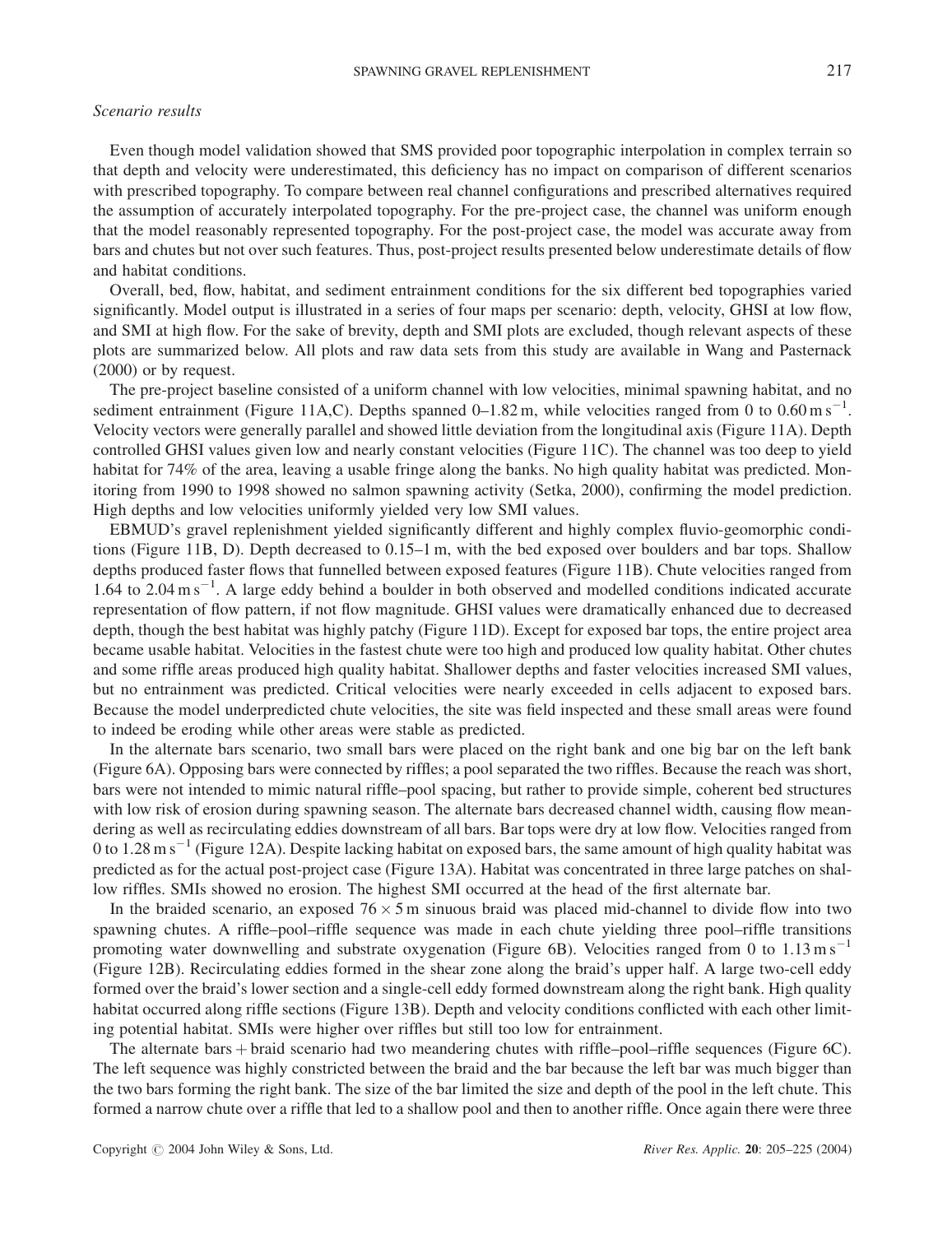*Scenario results*

Even though model validation showed that SMS provided poor topographic interpolation in complex terrain so that depth and velocity were underestimated, this deficiency has no impact on comparison of different scenarios with prescribed topography. To compare between real channel configurations and prescribed alternatives required the assumption of accurately interpolated topography. For the pre-project case, the channel was uniform enough that the model reasonably represented topography. For the post-project case, the model was accurate away from bars and chutes but not over such features. Thus, post-project results presented below underestimate details of flow and habitat conditions.

Overall, bed, flow, habitat, and sediment entrainment conditions for the six different bed topographies varied significantly. Model output is illustrated in a series of four maps per scenario: depth, velocity, GHSI at low flow, and SMI at high flow. For the sake of brevity, depth and SMI plots are excluded, though relevant aspects of these plots are summarized below. All plots and raw data sets from this study are available in Wang and Pasternack (2000) or by request.

The pre-project baseline consisted of a uniform channel with low velocities, minimal spawning habitat, and no sediment entrainment (Figure 11A,C). Depths spanned 0–1.82 m, while velocities ranged from 0 to 0.60 m s$^{-1}$. Velocity vectors were generally parallel and showed little deviation from the longitudinal axis (Figure 11A). Depth controlled GHSI values given low and nearly constant velocities (Figure 11C). The channel was too deep to yield habitat for 74% of the area, leaving a usable fringe along the banks. No high quality habitat was predicted. Monitoring from 1990 to 1998 showed no salmon spawning activity (Setka, 2000), confirming the model prediction. High depths and low velocities uniformly yielded very low SMI values.

EBMUD's gravel replenishment yielded significantly different and highly complex fluvio-geomorphic conditions (Figure 11B, D). Depth decreased to 0.15–1 m, with the bed exposed over boulders and bar tops. Shallow depths produced faster flows that funnelled between exposed features (Figure 11B). Chute velocities ranged from 1.64 to 2.04 m s$^{-1}$. A large eddy behind a boulder in both observed and modelled conditions indicated accurate representation of flow pattern, if not flow magnitude. GHSI values were dramatically enhanced due to decreased depth, though the best habitat was highly patchy (Figure 11D). Except for exposed bar tops, the entire project area became usable habitat. Velocities in the fastest chute were too high and produced low quality habitat. Other chutes and some riffle areas produced high quality habitat. Shallower depths and faster velocities increased SMI values, but no entrainment was predicted. Critical velocities were nearly exceeded in cells adjacent to exposed bars. Because the model underpredicted chute velocities, the site was field inspected and these small areas were found to indeed be eroding while other areas were stable as predicted.

In the alternate bars scenario, two small bars were placed on the right bank and one big bar on the left bank (Figure 6A). Opposing bars were connected by riffles; a pool separated the two riffles. Because the reach was short, bars were not intended to mimic natural riffle–pool spacing, but rather to provide simple, coherent bed structures with low risk of erosion during spawning season. The alternate bars decreased channel width, causing flow meandering as well as recirculating eddies downstream of all bars. Bar tops were dry at low flow. Velocities ranged from 0 to 1.28 m s$^{-1}$ (Figure 12A). Despite lacking habitat on exposed bars, the same amount of high quality habitat was predicted as for the actual post-project case (Figure 13A). Habitat was concentrated in three large patches on shallow riffles. SMIs showed no erosion. The highest SMI occurred at the head of the first alternate bar.

In the braided scenario, an exposed 76 × 5 m sinuous braid was placed mid-channel to divide flow into two spawning chutes. A riffle–pool–riffle sequence was made in each chute yielding three pool–riffle transitions promoting water downwelling and substrate oxygenation (Figure 6B). Velocities ranged from 0 to 1.13 m s$^{-1}$ (Figure 12B). Recirculating eddies formed in the shear zone along the braid's upper half. A large two-cell eddy formed over the braid's lower section and a single-cell eddy formed downstream along the right bank. High quality habitat occurred along riffle sections (Figure 13B). Depth and velocity conditions conflicted with each other limiting potential habitat. SMIs were higher over riffles but still too low for entrainment.

The alternate bars + braid scenario had two meandering chutes with riffle–pool–riffle sequences (Figure 6C). The left sequence was highly constricted between the braid and the bar because the left bar was much bigger than the two bars forming the right bank. The size of the bar limited the size and depth of the pool in the left chute. This formed a narrow chute over a riffle that led to a shallow pool and then to another riffle. Once again there were three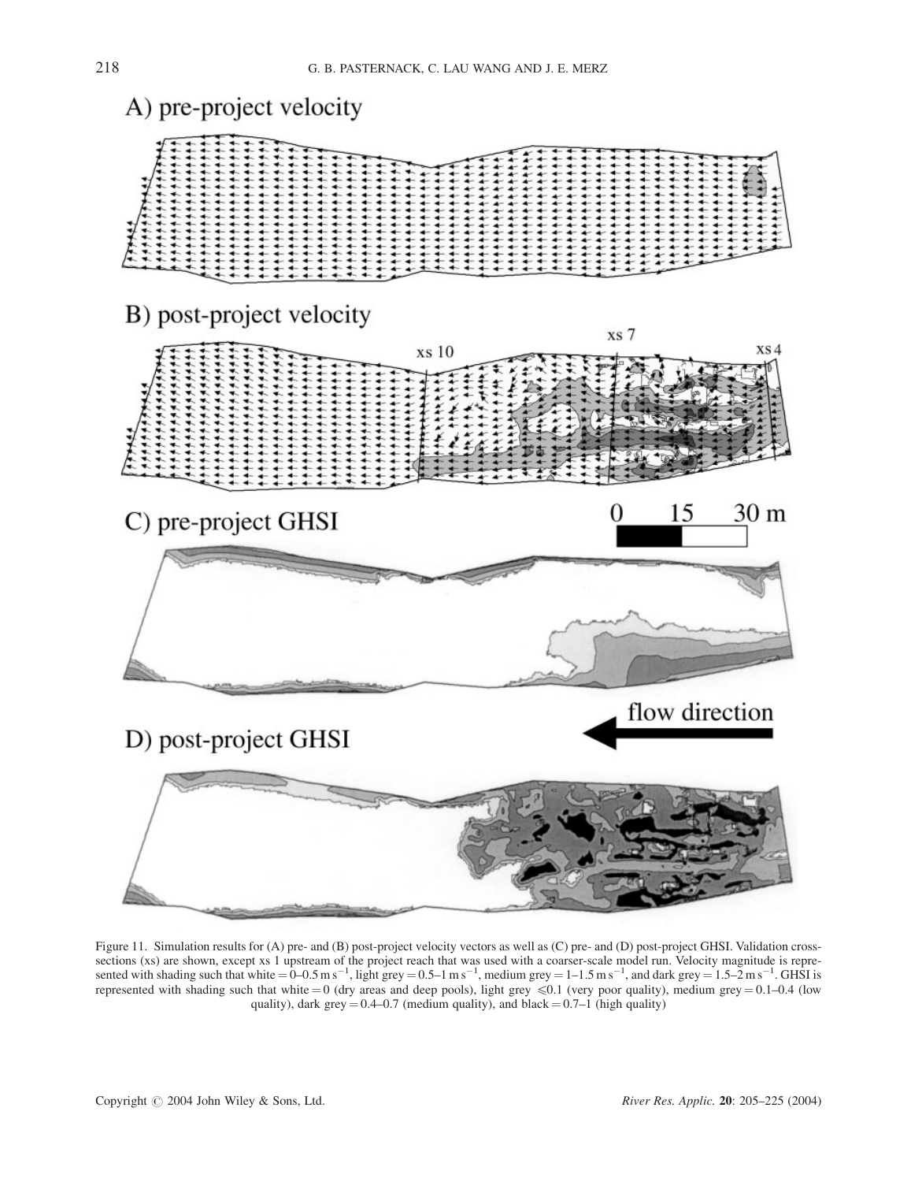Figure 11. Simulation results for (A) pre- and (B) post-project velocity vectors as well as (C) pre- and (D) post-project GHSI. Validation cross-sections (xs) are shown, except xs 1 upstream of the project reach that was used with a coarser-scale model run. Velocity magnitude is represented with shading such that white = 0–0.5 m s$^{-1}$, light grey = 0.5–1 m s$^{-1}$, medium grey = 1–1.5 m s$^{-1}$, and dark grey = 1.5–2 m s$^{-1}$. GHSI is represented with shading such that white = 0 (dry areas and deep pools), light grey $\leqslant$0.1 (very poor quality), medium grey = 0.1–0.4 (low quality), dark grey = 0.4–0.7 (medium quality), and black = 0.7–1 (high quality)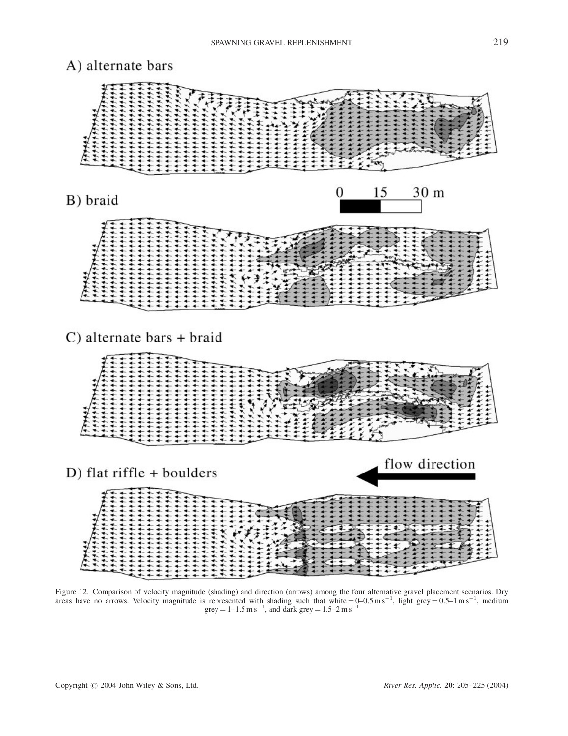Figure 12. Comparison of velocity magnitude (shading) and direction (arrows) among the four alternative gravel placement scenarios. Dry areas have no arrows. Velocity magnitude is represented with shading such that white = 0–0.5 m s$^{-1}$, light grey = 0.5–1 m s$^{-1}$, medium grey = 1–1.5 m s$^{-1}$, and dark grey = 1.5–2 m s$^{-1}$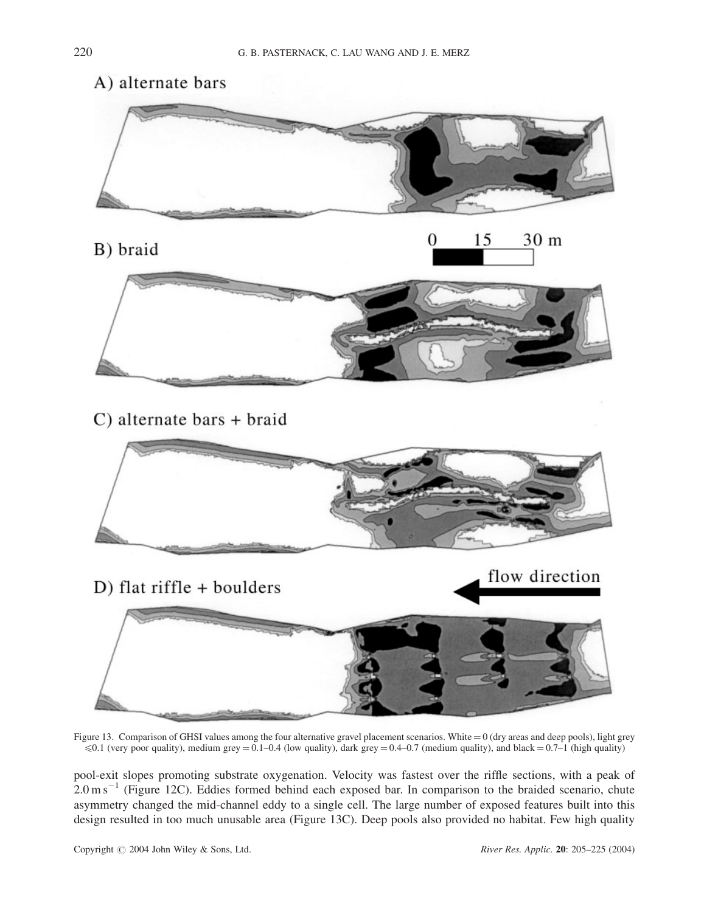Figure 13. Comparison of GHSI values among the four alternative gravel placement scenarios. White = 0 (dry areas and deep pools), light grey ≤0.1 (very poor quality), medium grey = 0.1–0.4 (low quality), dark grey = 0.4–0.7 (medium quality), and black = 0.7–1 (high quality)

pool-exit slopes promoting substrate oxygenation. Velocity was fastest over the riffle sections, with a peak of $2.0\,\mathrm{m\,s^{-1}}$ (Figure 12C). Eddies formed behind each exposed bar. In comparison to the braided scenario, chute asymmetry changed the mid-channel eddy to a single cell. The large number of exposed features built into this design resulted in too much unusable area (Figure 13C). Deep pools also provided no habitat. Few high quality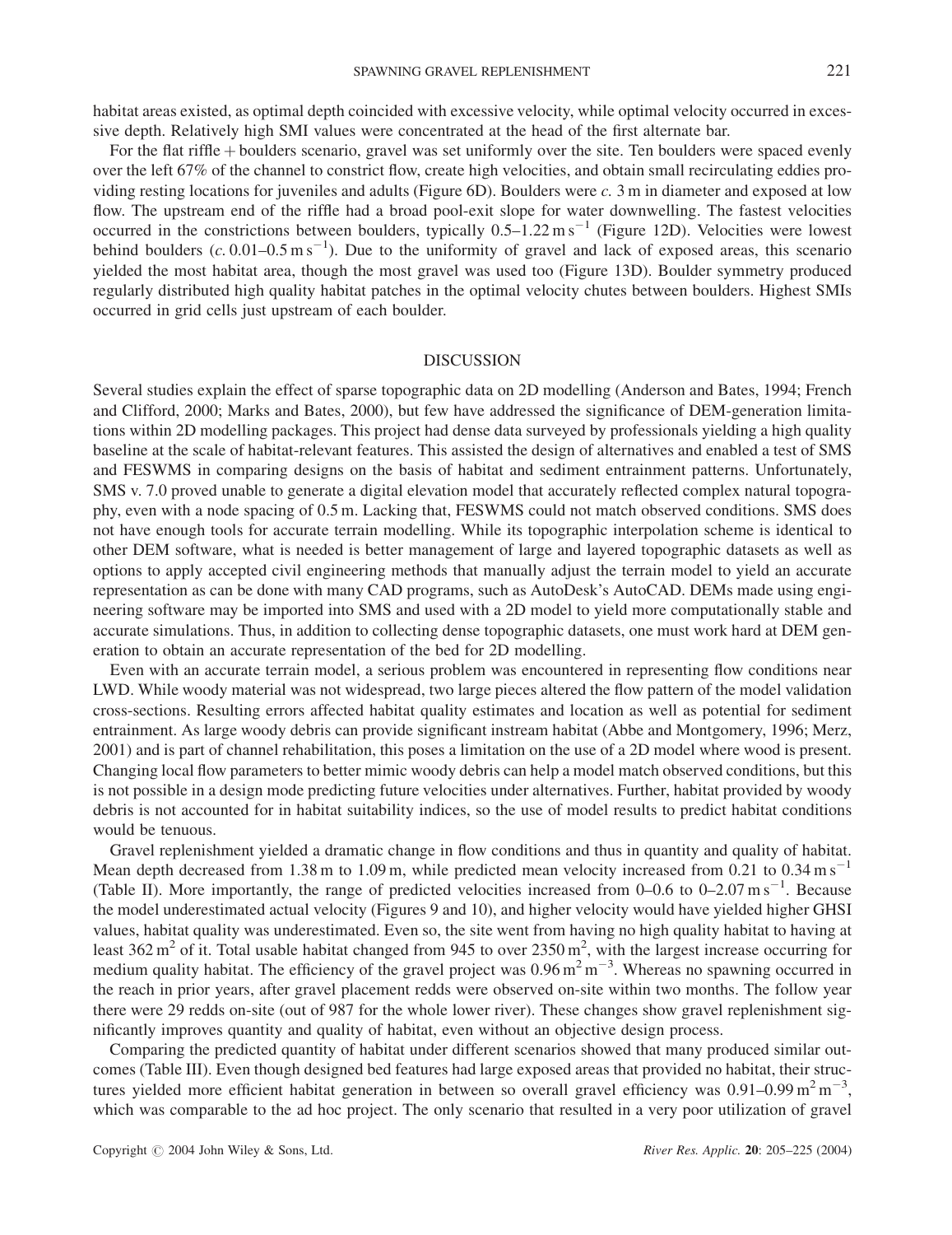habitat areas existed, as optimal depth coincided with excessive velocity, while optimal velocity occurred in excessive depth. Relatively high SMI values were concentrated at the head of the first alternate bar.

For the flat riffle + boulders scenario, gravel was set uniformly over the site. Ten boulders were spaced evenly over the left 67% of the channel to constrict flow, create high velocities, and obtain small recirculating eddies providing resting locations for juveniles and adults (Figure 6D). Boulders were *c.* 3 m in diameter and exposed at low flow. The upstream end of the riffle had a broad pool-exit slope for water downwelling. The fastest velocities occurred in the constrictions between boulders, typically 0.5–1.22 m $s^{-1}$ (Figure 12D). Velocities were lowest behind boulders (*c.* 0.01–0.5 m $s^{-1}$). Due to the uniformity of gravel and lack of exposed areas, this scenario yielded the most habitat area, though the most gravel was used too (Figure 13D). Boulder symmetry produced regularly distributed high quality habitat patches in the optimal velocity chutes between boulders. Highest SMIs occurred in grid cells just upstream of each boulder.

## DISCUSSION

Several studies explain the effect of sparse topographic data on 2D modelling (Anderson and Bates, 1994; French and Clifford, 2000; Marks and Bates, 2000), but few have addressed the significance of DEM-generation limitations within 2D modelling packages. This project had dense data surveyed by professionals yielding a high quality baseline at the scale of habitat-relevant features. This assisted the design of alternatives and enabled a test of SMS and FESWMS in comparing designs on the basis of habitat and sediment entrainment patterns. Unfortunately, SMS v. 7.0 proved unable to generate a digital elevation model that accurately reflected complex natural topography, even with a node spacing of 0.5 m. Lacking that, FESWMS could not match observed conditions. SMS does not have enough tools for accurate terrain modelling. While its topographic interpolation scheme is identical to other DEM software, what is needed is better management of large and layered topographic datasets as well as options to apply accepted civil engineering methods that manually adjust the terrain model to yield an accurate representation as can be done with many CAD programs, such as AutoDesk's AutoCAD. DEMs made using engineering software may be imported into SMS and used with a 2D model to yield more computationally stable and accurate simulations. Thus, in addition to collecting dense topographic datasets, one must work hard at DEM generation to obtain an accurate representation of the bed for 2D modelling.

Even with an accurate terrain model, a serious problem was encountered in representing flow conditions near LWD. While woody material was not widespread, two large pieces altered the flow pattern of the model validation cross-sections. Resulting errors affected habitat quality estimates and location as well as potential for sediment entrainment. As large woody debris can provide significant instream habitat (Abbe and Montgomery, 1996; Merz, 2001) and is part of channel rehabilitation, this poses a limitation on the use of a 2D model where wood is present. Changing local flow parameters to better mimic woody debris can help a model match observed conditions, but this is not possible in a design mode predicting future velocities under alternatives. Further, habitat provided by woody debris is not accounted for in habitat suitability indices, so the use of model results to predict habitat conditions would be tenuous.

Gravel replenishment yielded a dramatic change in flow conditions and thus in quantity and quality of habitat. Mean depth decreased from 1.38 m to 1.09 m, while predicted mean velocity increased from 0.21 to 0.34 m $s^{-1}$ (Table II). More importantly, the range of predicted velocities increased from 0–0.6 to 0–2.07 m $s^{-1}$. Because the model underestimated actual velocity (Figures 9 and 10), and higher velocity would have yielded higher GHSI values, habitat quality was underestimated. Even so, the site went from having no high quality habitat to having at least 362 $m^2$ of it. Total usable habitat changed from 945 to over 2350 $m^2$, with the largest increase occurring for medium quality habitat. The efficiency of the gravel project was 0.96 $m^2$ $m^{-3}$. Whereas no spawning occurred in the reach in prior years, after gravel placement redds were observed on-site within two months. The follow year there were 29 redds on-site (out of 987 for the whole lower river). These changes show gravel replenishment significantly improves quantity and quality of habitat, even without an objective design process.

Comparing the predicted quantity of habitat under different scenarios showed that many produced similar outcomes (Table III). Even though designed bed features had large exposed areas that provided no habitat, their structures yielded more efficient habitat generation in between so overall gravel efficiency was 0.91–0.99 $m^2$ $m^{-3}$, which was comparable to the ad hoc project. The only scenario that resulted in a very poor utilization of gravel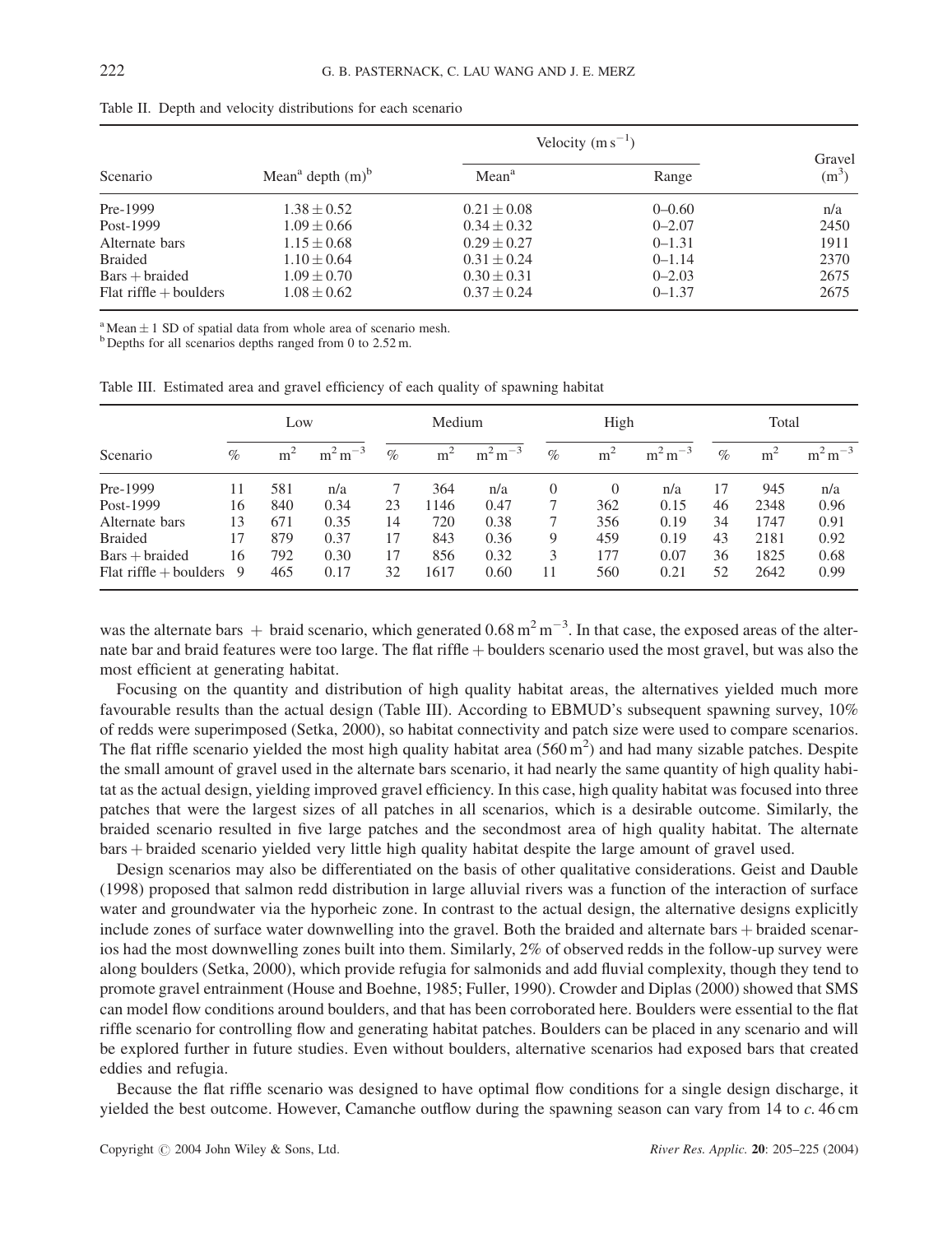Table II. Depth and velocity distributions for each scenario

| Scenario | Mean[a] depth (m)[b] | Velocity ($m\,s^{-1}$) | | Gravel ($m^3$) |
|---|---|---|---|---|
| | | Mean[a] | Range | |
| Pre-1999 | $1.38 \pm 0.52$ | $0.21 \pm 0.08$ | 0–0.60 | n/a |
| Post-1999 | $1.09 \pm 0.66$ | $0.34 \pm 0.32$ | 0–2.07 | 2450 |
| Alternate bars | $1.15 \pm 0.68$ | $0.29 \pm 0.27$ | 0–1.31 | 1911 |
| Braided | $1.10 \pm 0.64$ | $0.31 \pm 0.24$ | 0–1.14 | 2370 |
| Bars + braided | $1.09 \pm 0.70$ | $0.30 \pm 0.31$ | 0–2.03 | 2675 |
| Flat riffle + boulders | $1.08 \pm 0.62$ | $0.37 \pm 0.24$ | 0–1.37 | 2675 |

[a] Mean ± 1 SD of spatial data from whole area of scenario mesh.
[b] Depths for all scenarios depths ranged from 0 to 2.52 m.

Table III. Estimated area and gravel efficiency of each quality of spawning habitat

| Scenario | Low | | | Medium | | | High | | | Total | | |
|---|---|---|---|---|---|---|---|---|---|---|---|---|
| | % | $m^2$ | $m^2\,m^{-3}$ | % | $m^2$ | $m^2\,m^{-3}$ | % | $m^2$ | $m^2\,m^{-3}$ | % | $m^2$ | $m^2\,m^{-3}$ |
| Pre-1999 | 11 | 581 | n/a | 7 | 364 | n/a | 0 | 0 | n/a | 17 | 945 | n/a |
| Post-1999 | 16 | 840 | 0.34 | 23 | 1146 | 0.47 | 7 | 362 | 0.15 | 46 | 2348 | 0.96 |
| Alternate bars | 13 | 671 | 0.35 | 14 | 720 | 0.38 | 7 | 356 | 0.19 | 34 | 1747 | 0.91 |
| Braided | 17 | 879 | 0.37 | 17 | 843 | 0.36 | 9 | 459 | 0.19 | 43 | 2181 | 0.92 |
| Bars + braided | 16 | 792 | 0.30 | 17 | 856 | 0.32 | 3 | 177 | 0.07 | 36 | 1825 | 0.68 |
| Flat riffle + boulders | 9 | 465 | 0.17 | 32 | 1617 | 0.60 | 11 | 560 | 0.21 | 52 | 2642 | 0.99 |

was the alternate bars + braid scenario, which generated $0.68\,m^2\,m^{-3}$. In that case, the exposed areas of the alternate bar and braid features were too large. The flat riffle + boulders scenario used the most gravel, but was also the most efficient at generating habitat.

Focusing on the quantity and distribution of high quality habitat areas, the alternatives yielded much more favourable results than the actual design (Table III). According to EBMUD's subsequent spawning survey, 10% of redds were superimposed (Setka, 2000), so habitat connectivity and patch size were used to compare scenarios. The flat riffle scenario yielded the most high quality habitat area ($560\,m^2$) and had many sizable patches. Despite the small amount of gravel used in the alternate bars scenario, it had nearly the same quantity of high quality habitat as the actual design, yielding improved gravel efficiency. In this case, high quality habitat was focused into three patches that were the largest sizes of all patches in all scenarios, which is a desirable outcome. Similarly, the braided scenario resulted in five large patches and the secondmost area of high quality habitat. The alternate bars + braided scenario yielded very little high quality habitat despite the large amount of gravel used.

Design scenarios may also be differentiated on the basis of other qualitative considerations. Geist and Dauble (1998) proposed that salmon redd distribution in large alluvial rivers was a function of the interaction of surface water and groundwater via the hyporheic zone. In contrast to the actual design, the alternative designs explicitly include zones of surface water downwelling into the gravel. Both the braided and alternate bars + braided scenarios had the most downwelling zones built into them. Similarly, 2% of observed redds in the follow-up survey were along boulders (Setka, 2000), which provide refugia for salmonids and add fluvial complexity, though they tend to promote gravel entrainment (House and Boehne, 1985; Fuller, 1990). Crowder and Diplas (2000) showed that SMS can model flow conditions around boulders, and that has been corroborated here. Boulders were essential to the flat riffle scenario for controlling flow and generating habitat patches. Boulders can be placed in any scenario and will be explored further in future studies. Even without boulders, alternative scenarios had exposed bars that created eddies and refugia.

Because the flat riffle scenario was designed to have optimal flow conditions for a single design discharge, it yielded the best outcome. However, Camanche outflow during the spawning season can vary from 14 to *c.* 46 cm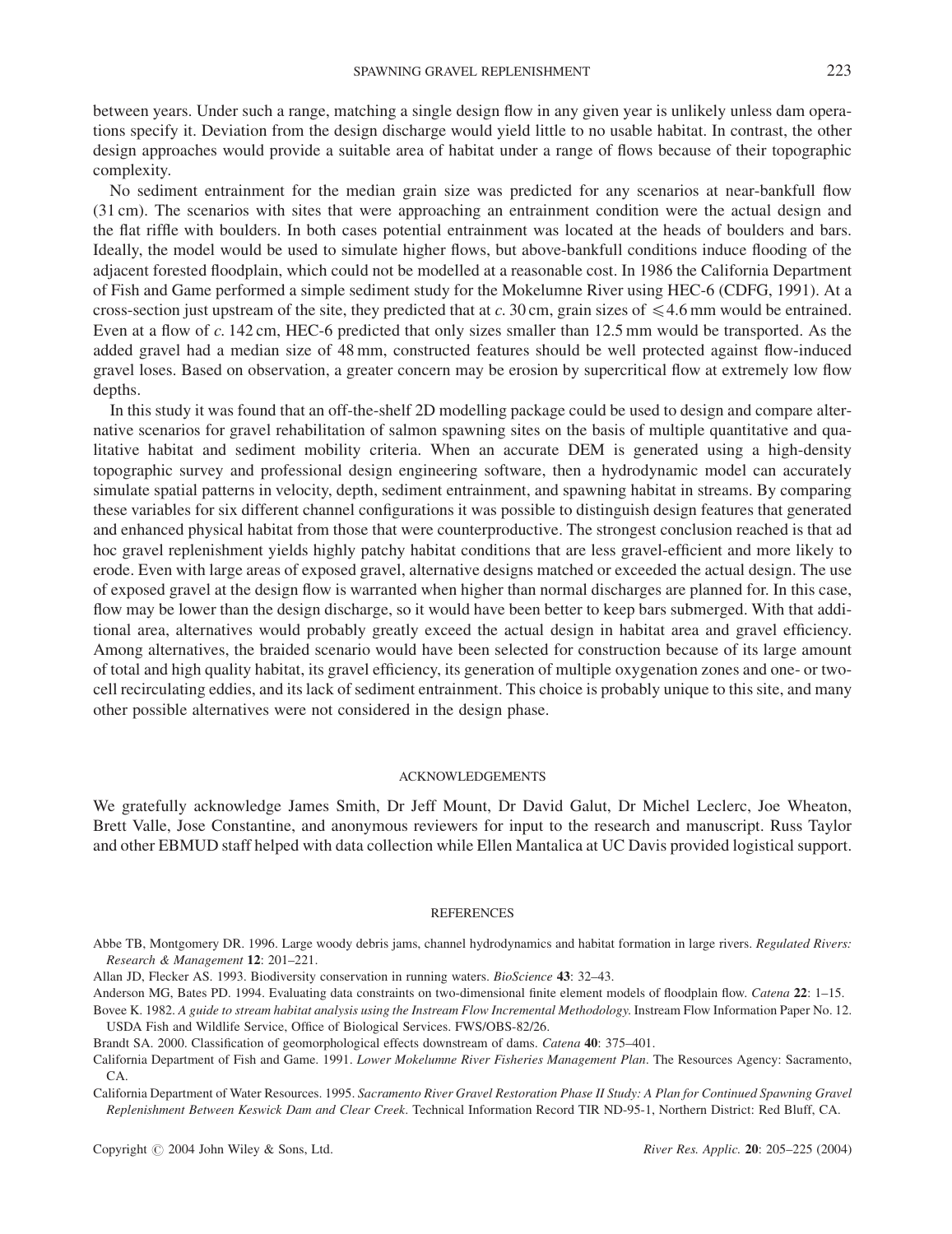between years. Under such a range, matching a single design flow in any given year is unlikely unless dam operations specify it. Deviation from the design discharge would yield little to no usable habitat. In contrast, the other design approaches would provide a suitable area of habitat under a range of flows because of their topographic complexity.

No sediment entrainment for the median grain size was predicted for any scenarios at near-bankfull flow (31 cm). The scenarios with sites that were approaching an entrainment condition were the actual design and the flat riffle with boulders. In both cases potential entrainment was located at the heads of boulders and bars. Ideally, the model would be used to simulate higher flows, but above-bankfull conditions induce flooding of the adjacent forested floodplain, which could not be modelled at a reasonable cost. In 1986 the California Department of Fish and Game performed a simple sediment study for the Mokelumne River using HEC-6 (CDFG, 1991). At a cross-section just upstream of the site, they predicted that at *c.* 30 cm, grain sizes of $\leqslant$4.6 mm would be entrained. Even at a flow of *c.* 142 cm, HEC-6 predicted that only sizes smaller than 12.5 mm would be transported. As the added gravel had a median size of 48 mm, constructed features should be well protected against flow-induced gravel loses. Based on observation, a greater concern may be erosion by supercritical flow at extremely low flow depths.

In this study it was found that an off-the-shelf 2D modelling package could be used to design and compare alternative scenarios for gravel rehabilitation of salmon spawning sites on the basis of multiple quantitative and qualitative habitat and sediment mobility criteria. When an accurate DEM is generated using a high-density topographic survey and professional design engineering software, then a hydrodynamic model can accurately simulate spatial patterns in velocity, depth, sediment entrainment, and spawning habitat in streams. By comparing these variables for six different channel configurations it was possible to distinguish design features that generated and enhanced physical habitat from those that were counterproductive. The strongest conclusion reached is that ad hoc gravel replenishment yields highly patchy habitat conditions that are less gravel-efficient and more likely to erode. Even with large areas of exposed gravel, alternative designs matched or exceeded the actual design. The use of exposed gravel at the design flow is warranted when higher than normal discharges are planned for. In this case, flow may be lower than the design discharge, so it would have been better to keep bars submerged. With that additional area, alternatives would probably greatly exceed the actual design in habitat area and gravel efficiency. Among alternatives, the braided scenario would have been selected for construction because of its large amount of total and high quality habitat, its gravel efficiency, its generation of multiple oxygenation zones and one- or two-cell recirculating eddies, and its lack of sediment entrainment. This choice is probably unique to this site, and many other possible alternatives were not considered in the design phase.

## ACKNOWLEDGEMENTS

We gratefully acknowledge James Smith, Dr Jeff Mount, Dr David Galut, Dr Michel Leclerc, Joe Wheaton, Brett Valle, Jose Constantine, and anonymous reviewers for input to the research and manuscript. Russ Taylor and other EBMUD staff helped with data collection while Ellen Mantalica at UC Davis provided logistical support.

## REFERENCES

Abbe TB, Montgomery DR. 1996. Large woody debris jams, channel hydrodynamics and habitat formation in large rivers. *Regulated Rivers: Research & Management* **12**: 201–221.

Allan JD, Flecker AS. 1993. Biodiversity conservation in running waters. *BioScience* **43**: 32–43.

Anderson MG, Bates PD. 1994. Evaluating data constraints on two-dimensional finite element models of floodplain flow. *Catena* **22**: 1–15.

Bovee K. 1982. *A guide to stream habitat analysis using the Instream Flow Incremental Methodology*. Instream Flow Information Paper No. 12. USDA Fish and Wildlife Service, Office of Biological Services. FWS/OBS-82/26.

Brandt SA. 2000. Classification of geomorphological effects downstream of dams. *Catena* **40**: 375–401.

California Department of Fish and Game. 1991. *Lower Mokelumne River Fisheries Management Plan*. The Resources Agency: Sacramento, CA.

California Department of Water Resources. 1995. *Sacramento River Gravel Restoration Phase II Study: A Plan for Continued Spawning Gravel Replenishment Between Keswick Dam and Clear Creek*. Technical Information Record TIR ND-95-1, Northern District: Red Bluff, CA.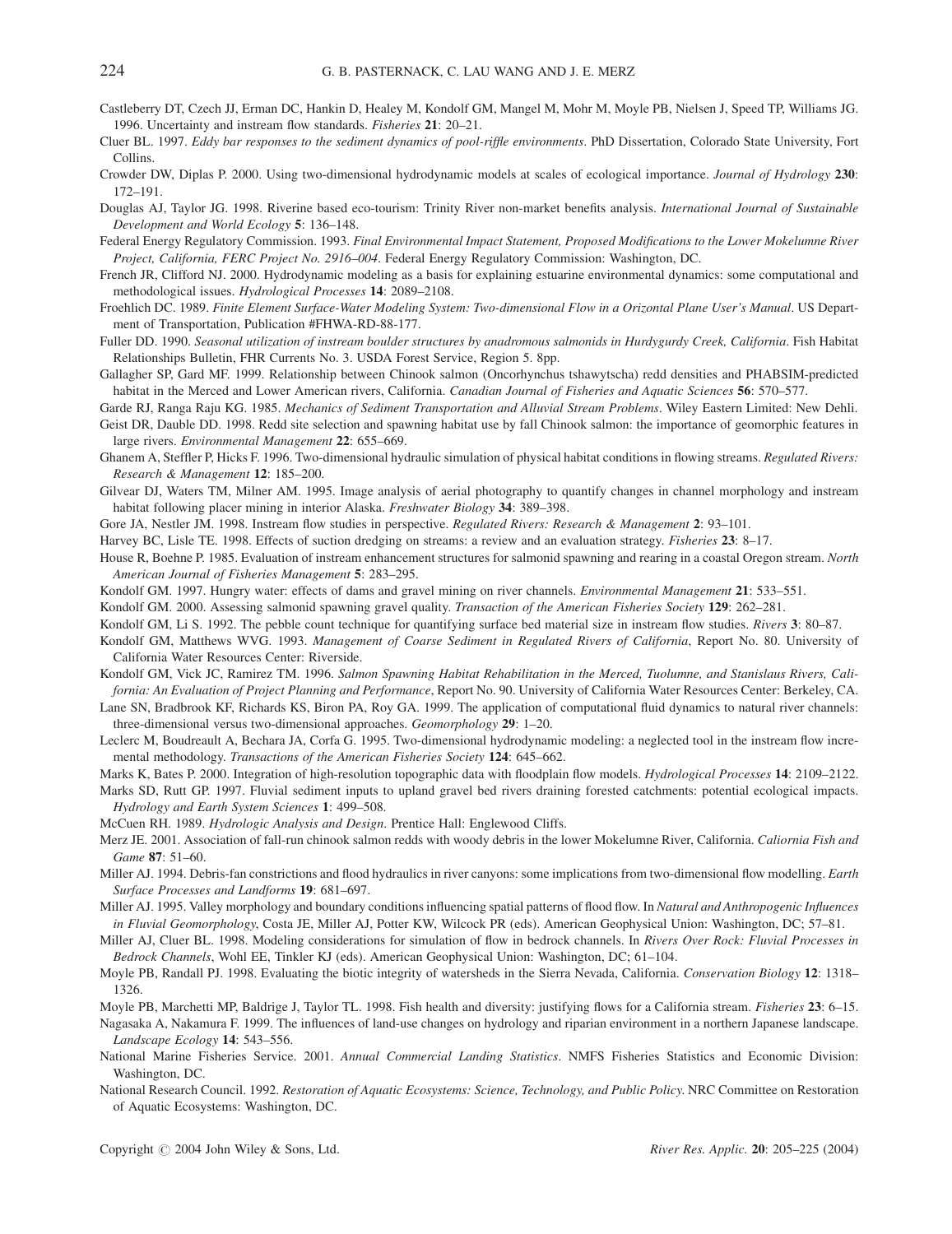Castleberry DT, Czech JJ, Erman DC, Hankin D, Healey M, Kondolf GM, Mangel M, Mohr M, Moyle PB, Nielsen J, Speed TP, Williams JG. 1996. Uncertainty and instream flow standards. *Fisheries* **21**: 20–21.

Cluer BL. 1997. *Eddy bar responses to the sediment dynamics of pool-riffle environments*. PhD Dissertation, Colorado State University, Fort Collins.

Crowder DW, Diplas P. 2000. Using two-dimensional hydrodynamic models at scales of ecological importance. *Journal of Hydrology* **230**: 172–191.

Douglas AJ, Taylor JG. 1998. Riverine based eco-tourism: Trinity River non-market benefits analysis. *International Journal of Sustainable Development and World Ecology* **5**: 136–148.

Federal Energy Regulatory Commission. 1993. *Final Environmental Impact Statement, Proposed Modifications to the Lower Mokelumne River Project, California, FERC Project No. 2916–004*. Federal Energy Regulatory Commission: Washington, DC.

French JR, Clifford NJ. 2000. Hydrodynamic modeling as a basis for explaining estuarine environmental dynamics: some computational and methodological issues. *Hydrological Processes* **14**: 2089–2108.

Froehlich DC. 1989. *Finite Element Surface-Water Modeling System: Two-dimensional Flow in a Orizontal Plane User's Manual*. US Department of Transportation, Publication #FHWA-RD-88-177.

Fuller DD. 1990. *Seasonal utilization of instream boulder structures by anadromous salmonids in Hurdygurdy Creek, California*. Fish Habitat Relationships Bulletin, FHR Currents No. 3. USDA Forest Service, Region 5. 8pp.

Gallagher SP, Gard MF. 1999. Relationship between Chinook salmon (Oncorhynchus tshawytscha) redd densities and PHABSIM-predicted habitat in the Merced and Lower American rivers, California. *Canadian Journal of Fisheries and Aquatic Sciences* **56**: 570–577.

Garde RJ, Ranga Raju KG. 1985. *Mechanics of Sediment Transportation and Alluvial Stream Problems*. Wiley Eastern Limited: New Dehli.

Geist DR, Dauble DD. 1998. Redd site selection and spawning habitat use by fall Chinook salmon: the importance of geomorphic features in large rivers. *Environmental Management* **22**: 655–669.

Ghanem A, Steffler P, Hicks F. 1996. Two-dimensional hydraulic simulation of physical habitat conditions in flowing streams. *Regulated Rivers: Research & Management* **12**: 185–200.

Gilvear DJ, Waters TM, Milner AM. 1995. Image analysis of aerial photography to quantify changes in channel morphology and instream habitat following placer mining in interior Alaska. *Freshwater Biology* **34**: 389–398.

Gore JA, Nestler JM. 1998. Instream flow studies in perspective. *Regulated Rivers: Research & Management* **2**: 93–101.

Harvey BC, Lisle TE. 1998. Effects of suction dredging on streams: a review and an evaluation strategy. *Fisheries* **23**: 8–17.

House R, Boehne P. 1985. Evaluation of instream enhancement structures for salmonid spawning and rearing in a coastal Oregon stream. *North American Journal of Fisheries Management* **5**: 283–295.

Kondolf GM. 1997. Hungry water: effects of dams and gravel mining on river channels. *Environmental Management* **21**: 533–551.

Kondolf GM. 2000. Assessing salmonid spawning gravel quality. *Transaction of the American Fisheries Society* **129**: 262–281.

Kondolf GM, Li S. 1992. The pebble count technique for quantifying surface bed material size in instream flow studies. *Rivers* **3**: 80–87.

Kondolf GM, Matthews WVG. 1993. *Management of Coarse Sediment in Regulated Rivers of California*, Report No. 80. University of California Water Resources Center: Riverside.

Kondolf GM, Vick JC, Ramirez TM. 1996. *Salmon Spawning Habitat Rehabilitation in the Merced, Tuolumne, and Stanislaus Rivers, California: An Evaluation of Project Planning and Performance*, Report No. 90. University of California Water Resources Center: Berkeley, CA.

Lane SN, Bradbrook KF, Richards KS, Biron PA, Roy GA. 1999. The application of computational fluid dynamics to natural river channels: three-dimensional versus two-dimensional approaches. *Geomorphology* **29**: 1–20.

Leclerc M, Boudreault A, Bechara JA, Corfa G. 1995. Two-dimensional hydrodynamic modeling: a neglected tool in the instream flow incremental methodology. *Transactions of the American Fisheries Society* **124**: 645–662.

Marks K, Bates P. 2000. Integration of high-resolution topographic data with floodplain flow models. *Hydrological Processes* **14**: 2109–2122.

Marks SD, Rutt GP. 1997. Fluvial sediment inputs to upland gravel bed rivers draining forested catchments: potential ecological impacts. *Hydrology and Earth System Sciences* **1**: 499–508.

McCuen RH. 1989. *Hydrologic Analysis and Design*. Prentice Hall: Englewood Cliffs.

Merz JE. 2001. Association of fall-run chinook salmon redds with woody debris in the lower Mokelumne River, California. *Caliornia Fish and Game* **87**: 51–60.

Miller AJ. 1994. Debris-fan constrictions and flood hydraulics in river canyons: some implications from two-dimensional flow modelling. *Earth Surface Processes and Landforms* **19**: 681–697.

Miller AJ. 1995. Valley morphology and boundary conditions influencing spatial patterns of flood flow. In *Natural and Anthropogenic Influences in Fluvial Geomorphology*, Costa JE, Miller AJ, Potter KW, Wilcock PR (eds). American Geophysical Union: Washington, DC; 57–81.

Miller AJ, Cluer BL. 1998. Modeling considerations for simulation of flow in bedrock channels. In *Rivers Over Rock: Fluvial Processes in Bedrock Channels*, Wohl EE, Tinkler KJ (eds). American Geophysical Union: Washington, DC; 61–104.

Moyle PB, Randall PJ. 1998. Evaluating the biotic integrity of watersheds in the Sierra Nevada, California. *Conservation Biology* **12**: 1318–1326.

Moyle PB, Marchetti MP, Baldrige J, Taylor TL. 1998. Fish health and diversity: justifying flows for a California stream. *Fisheries* **23**: 6–15.

Nagasaka A, Nakamura F. 1999. The influences of land-use changes on hydrology and riparian environment in a northern Japanese landscape. *Landscape Ecology* **14**: 543–556.

National Marine Fisheries Service. 2001. *Annual Commercial Landing Statistics*. NMFS Fisheries Statistics and Economic Division: Washington, DC.

National Research Council. 1992. *Restoration of Aquatic Ecosystems: Science, Technology, and Public Policy*. NRC Committee on Restoration of Aquatic Ecosystems: Washington, DC.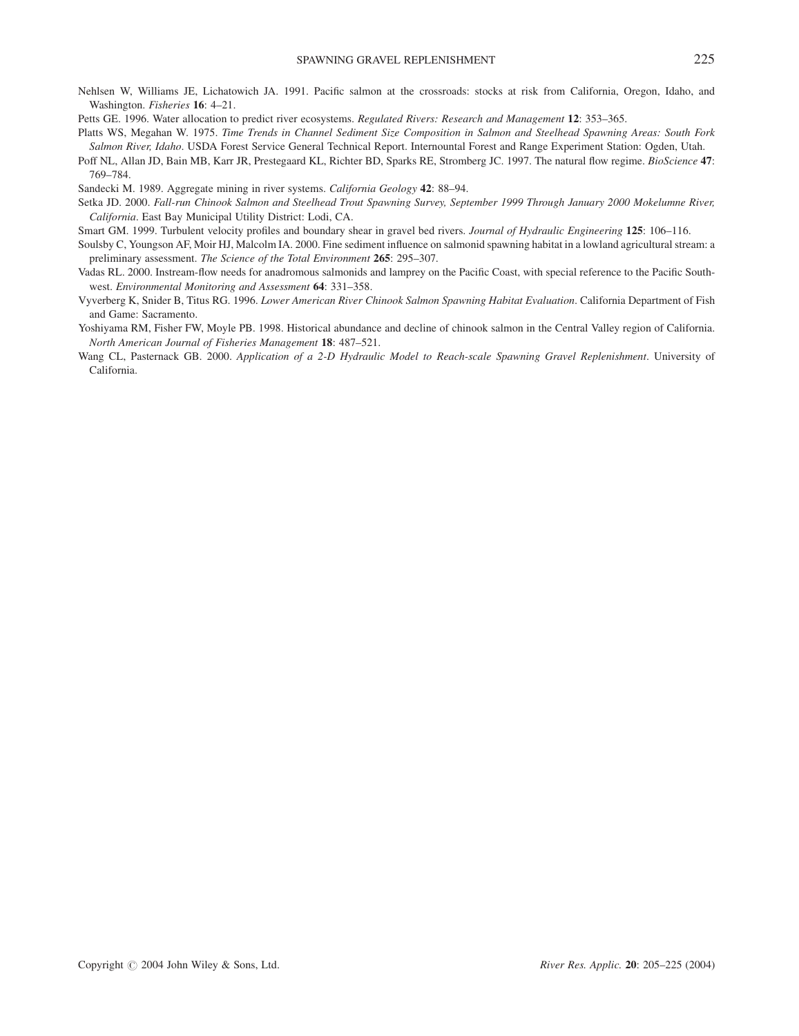Nehlsen W, Williams JE, Lichatowich JA. 1991. Pacific salmon at the crossroads: stocks at risk from California, Oregon, Idaho, and Washington. *Fisheries* **16**: 4–21.

Petts GE. 1996. Water allocation to predict river ecosystems. *Regulated Rivers: Research and Management* **12**: 353–365.

Platts WS, Megahan W. 1975. *Time Trends in Channel Sediment Size Composition in Salmon and Steelhead Spawning Areas: South Fork Salmon River, Idaho*. USDA Forest Service General Technical Report. Internountal Forest and Range Experiment Station: Ogden, Utah.

Poff NL, Allan JD, Bain MB, Karr JR, Prestegaard KL, Richter BD, Sparks RE, Stromberg JC. 1997. The natural flow regime. *BioScience* **47**: 769–784.

Sandecki M. 1989. Aggregate mining in river systems. *California Geology* **42**: 88–94.

Setka JD. 2000. *Fall-run Chinook Salmon and Steelhead Trout Spawning Survey, September 1999 Through January 2000 Mokelumne River, California*. East Bay Municipal Utility District: Lodi, CA.

Smart GM. 1999. Turbulent velocity profiles and boundary shear in gravel bed rivers. *Journal of Hydraulic Engineering* **125**: 106–116.

Soulsby C, Youngson AF, Moir HJ, Malcolm IA. 2000. Fine sediment influence on salmonid spawning habitat in a lowland agricultural stream: a preliminary assessment. *The Science of the Total Environment* **265**: 295–307.

Vadas RL. 2000. Instream-flow needs for anadromous salmonids and lamprey on the Pacific Coast, with special reference to the Pacific Southwest. *Environmental Monitoring and Assessment* **64**: 331–358.

Vyverberg K, Snider B, Titus RG. 1996. *Lower American River Chinook Salmon Spawning Habitat Evaluation*. California Department of Fish and Game: Sacramento.

Yoshiyama RM, Fisher FW, Moyle PB. 1998. Historical abundance and decline of chinook salmon in the Central Valley region of California. *North American Journal of Fisheries Management* **18**: 487–521.

Wang CL, Pasternack GB. 2000. *Application of a 2-D Hydraulic Model to Reach-scale Spawning Gravel Replenishment*. University of California.